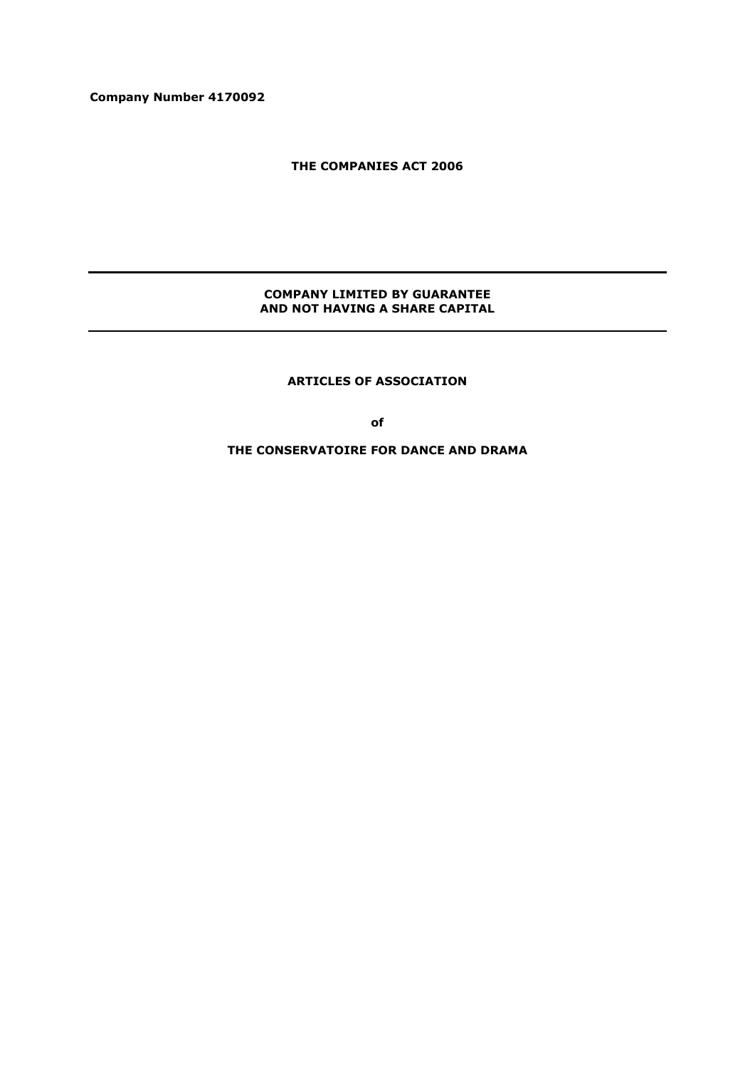**Company Number 4170092**

**THE COMPANIES ACT 2006**

---

**COMPANY LIMITED BY GUARANTEE**
**AND NOT HAVING A SHARE CAPITAL**

---

# ARTICLES OF ASSOCIATION

**of**

# THE CONSERVATOIRE FOR DANCE AND DRAMA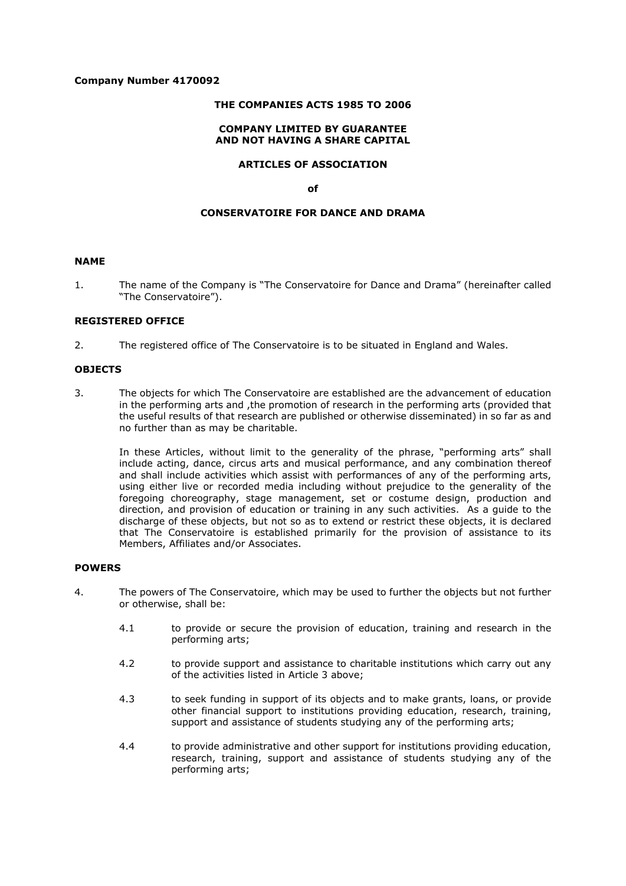**Company Number 4170092**

**THE COMPANIES ACTS 1985 TO 2006**

**COMPANY LIMITED BY GUARANTEE AND NOT HAVING A SHARE CAPITAL**

**ARTICLES OF ASSOCIATION**

**of**

**CONSERVATOIRE FOR DANCE AND DRAMA**

## NAME

1. The name of the Company is "The Conservatoire for Dance and Drama" (hereinafter called "The Conservatoire").

## REGISTERED OFFICE

2. The registered office of The Conservatoire is to be situated in England and Wales.

## OBJECTS

3. The objects for which The Conservatoire are established are the advancement of education in the performing arts and ,the promotion of research in the performing arts (provided that the useful results of that research are published or otherwise disseminated) in so far as and no further than as may be charitable.

   In these Articles, without limit to the generality of the phrase, "performing arts" shall include acting, dance, circus arts and musical performance, and any combination thereof and shall include activities which assist with performances of any of the performing arts, using either live or recorded media including without prejudice to the generality of the foregoing choreography, stage management, set or costume design, production and direction, and provision of education or training in any such activities. As a guide to the discharge of these objects, but not so as to extend or restrict these objects, it is declared that The Conservatoire is established primarily for the provision of assistance to its Members, Affiliates and/or Associates.

## POWERS

4. The powers of The Conservatoire, which may be used to further the objects but not further or otherwise, shall be:

   4.1 to provide or secure the provision of education, training and research in the performing arts;

   4.2 to provide support and assistance to charitable institutions which carry out any of the activities listed in Article 3 above;

   4.3 to seek funding in support of its objects and to make grants, loans, or provide other financial support to institutions providing education, research, training, support and assistance of students studying any of the performing arts;

   4.4 to provide administrative and other support for institutions providing education, research, training, support and assistance of students studying any of the performing arts;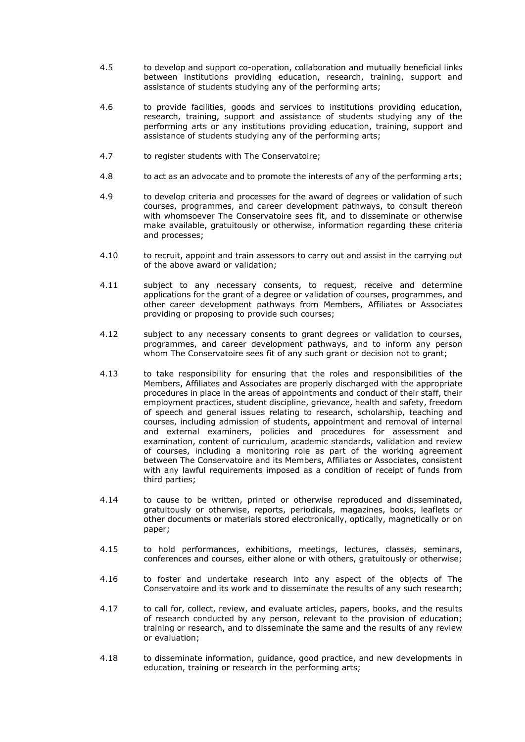4.5 to develop and support co-operation, collaboration and mutually beneficial links between institutions providing education, research, training, support and assistance of students studying any of the performing arts;

4.6 to provide facilities, goods and services to institutions providing education, research, training, support and assistance of students studying any of the performing arts or any institutions providing education, training, support and assistance of students studying any of the performing arts;

4.7 to register students with The Conservatoire;

4.8 to act as an advocate and to promote the interests of any of the performing arts;

4.9 to develop criteria and processes for the award of degrees or validation of such courses, programmes, and career development pathways, to consult thereon with whomsoever The Conservatoire sees fit, and to disseminate or otherwise make available, gratuitously or otherwise, information regarding these criteria and processes;

4.10 to recruit, appoint and train assessors to carry out and assist in the carrying out of the above award or validation;

4.11 subject to any necessary consents, to request, receive and determine applications for the grant of a degree or validation of courses, programmes, and other career development pathways from Members, Affiliates or Associates providing or proposing to provide such courses;

4.12 subject to any necessary consents to grant degrees or validation to courses, programmes, and career development pathways, and to inform any person whom The Conservatoire sees fit of any such grant or decision not to grant;

4.13 to take responsibility for ensuring that the roles and responsibilities of the Members, Affiliates and Associates are properly discharged with the appropriate procedures in place in the areas of appointments and conduct of their staff, their employment practices, student discipline, grievance, health and safety, freedom of speech and general issues relating to research, scholarship, teaching and courses, including admission of students, appointment and removal of internal and external examiners, policies and procedures for assessment and examination, content of curriculum, academic standards, validation and review of courses, including a monitoring role as part of the working agreement between The Conservatoire and its Members, Affiliates or Associates, consistent with any lawful requirements imposed as a condition of receipt of funds from third parties;

4.14 to cause to be written, printed or otherwise reproduced and disseminated, gratuitously or otherwise, reports, periodicals, magazines, books, leaflets or other documents or materials stored electronically, optically, magnetically or on paper;

4.15 to hold performances, exhibitions, meetings, lectures, classes, seminars, conferences and courses, either alone or with others, gratuitously or otherwise;

4.16 to foster and undertake research into any aspect of the objects of The Conservatoire and its work and to disseminate the results of any such research;

4.17 to call for, collect, review, and evaluate articles, papers, books, and the results of research conducted by any person, relevant to the provision of education; training or research, and to disseminate the same and the results of any review or evaluation;

4.18 to disseminate information, guidance, good practice, and new developments in education, training or research in the performing arts;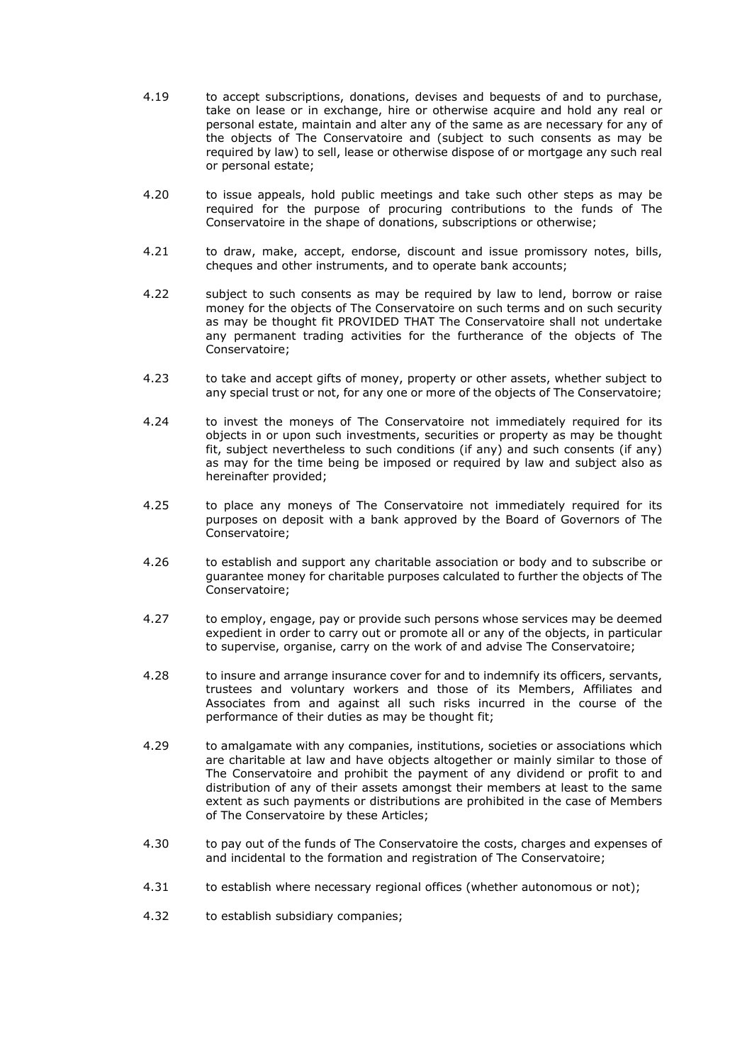4.19 to accept subscriptions, donations, devises and bequests of and to purchase, take on lease or in exchange, hire or otherwise acquire and hold any real or personal estate, maintain and alter any of the same as are necessary for any of the objects of The Conservatoire and (subject to such consents as may be required by law) to sell, lease or otherwise dispose of or mortgage any such real or personal estate;

4.20 to issue appeals, hold public meetings and take such other steps as may be required for the purpose of procuring contributions to the funds of The Conservatoire in the shape of donations, subscriptions or otherwise;

4.21 to draw, make, accept, endorse, discount and issue promissory notes, bills, cheques and other instruments, and to operate bank accounts;

4.22 subject to such consents as may be required by law to lend, borrow or raise money for the objects of The Conservatoire on such terms and on such security as may be thought fit PROVIDED THAT The Conservatoire shall not undertake any permanent trading activities for the furtherance of the objects of The Conservatoire;

4.23 to take and accept gifts of money, property or other assets, whether subject to any special trust or not, for any one or more of the objects of The Conservatoire;

4.24 to invest the moneys of The Conservatoire not immediately required for its objects in or upon such investments, securities or property as may be thought fit, subject nevertheless to such conditions (if any) and such consents (if any) as may for the time being be imposed or required by law and subject also as hereinafter provided;

4.25 to place any moneys of The Conservatoire not immediately required for its purposes on deposit with a bank approved by the Board of Governors of The Conservatoire;

4.26 to establish and support any charitable association or body and to subscribe or guarantee money for charitable purposes calculated to further the objects of The Conservatoire;

4.27 to employ, engage, pay or provide such persons whose services may be deemed expedient in order to carry out or promote all or any of the objects, in particular to supervise, organise, carry on the work of and advise The Conservatoire;

4.28 to insure and arrange insurance cover for and to indemnify its officers, servants, trustees and voluntary workers and those of its Members, Affiliates and Associates from and against all such risks incurred in the course of the performance of their duties as may be thought fit;

4.29 to amalgamate with any companies, institutions, societies or associations which are charitable at law and have objects altogether or mainly similar to those of The Conservatoire and prohibit the payment of any dividend or profit to and distribution of any of their assets amongst their members at least to the same extent as such payments or distributions are prohibited in the case of Members of The Conservatoire by these Articles;

4.30 to pay out of the funds of The Conservatoire the costs, charges and expenses of and incidental to the formation and registration of The Conservatoire;

4.31 to establish where necessary regional offices (whether autonomous or not);

4.32 to establish subsidiary companies;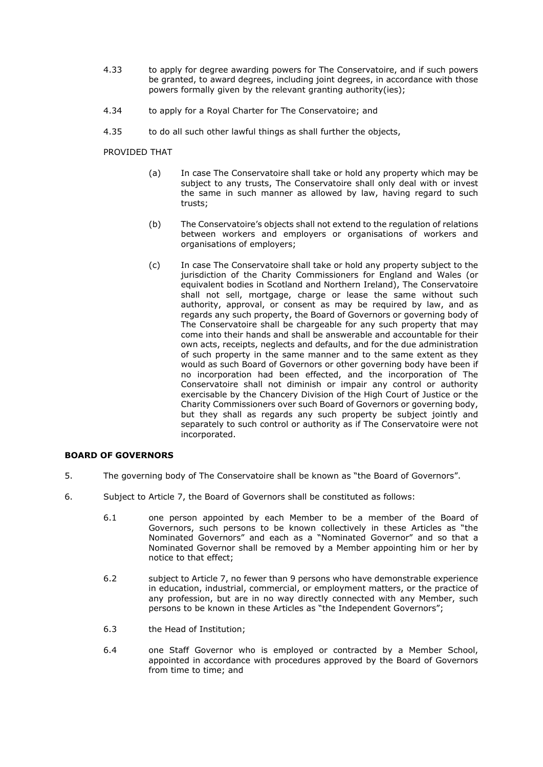4.33 to apply for degree awarding powers for The Conservatoire, and if such powers be granted, to award degrees, including joint degrees, in accordance with those powers formally given by the relevant granting authority(ies);

4.34 to apply for a Royal Charter for The Conservatoire; and

4.35 to do all such other lawful things as shall further the objects,

PROVIDED THAT

(a) In case The Conservatoire shall take or hold any property which may be subject to any trusts, The Conservatoire shall only deal with or invest the same in such manner as allowed by law, having regard to such trusts;

(b) The Conservatoire's objects shall not extend to the regulation of relations between workers and employers or organisations of workers and organisations of employers;

(c) In case The Conservatoire shall take or hold any property subject to the jurisdiction of the Charity Commissioners for England and Wales (or equivalent bodies in Scotland and Northern Ireland), The Conservatoire shall not sell, mortgage, charge or lease the same without such authority, approval, or consent as may be required by law, and as regards any such property, the Board of Governors or governing body of The Conservatoire shall be chargeable for any such property that may come into their hands and shall be answerable and accountable for their own acts, receipts, neglects and defaults, and for the due administration of such property in the same manner and to the same extent as they would as such Board of Governors or other governing body have been if no incorporation had been effected, and the incorporation of The Conservatoire shall not diminish or impair any control or authority exercisable by the Chancery Division of the High Court of Justice or the Charity Commissioners over such Board of Governors or governing body, but they shall as regards any such property be subject jointly and separately to such control or authority as if The Conservatoire were not incorporated.

**BOARD OF GOVERNORS**

5. The governing body of The Conservatoire shall be known as "the Board of Governors".

6. Subject to Article 7, the Board of Governors shall be constituted as follows:

6.1 one person appointed by each Member to be a member of the Board of Governors, such persons to be known collectively in these Articles as "the Nominated Governors" and each as a "Nominated Governor" and so that a Nominated Governor shall be removed by a Member appointing him or her by notice to that effect;

6.2 subject to Article 7, no fewer than 9 persons who have demonstrable experience in education, industrial, commercial, or employment matters, or the practice of any profession, but are in no way directly connected with any Member, such persons to be known in these Articles as "the Independent Governors";

6.3 the Head of Institution;

6.4 one Staff Governor who is employed or contracted by a Member School, appointed in accordance with procedures approved by the Board of Governors from time to time; and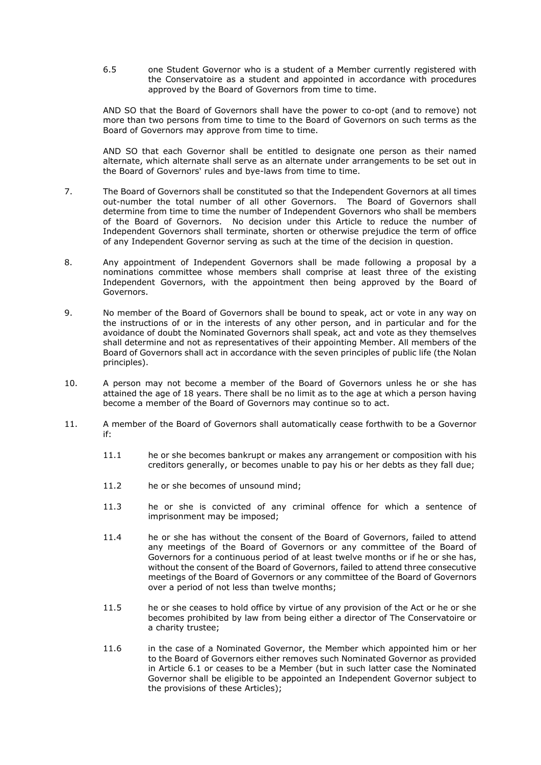6.5 one Student Governor who is a student of a Member currently registered with the Conservatoire as a student and appointed in accordance with procedures approved by the Board of Governors from time to time.

AND SO that the Board of Governors shall have the power to co-opt (and to remove) not more than two persons from time to time to the Board of Governors on such terms as the Board of Governors may approve from time to time.

AND SO that each Governor shall be entitled to designate one person as their named alternate, which alternate shall serve as an alternate under arrangements to be set out in the Board of Governors' rules and bye-laws from time to time.

7. The Board of Governors shall be constituted so that the Independent Governors at all times out-number the total number of all other Governors. The Board of Governors shall determine from time to time the number of Independent Governors who shall be members of the Board of Governors. No decision under this Article to reduce the number of Independent Governors shall terminate, shorten or otherwise prejudice the term of office of any Independent Governor serving as such at the time of the decision in question.

8. Any appointment of Independent Governors shall be made following a proposal by a nominations committee whose members shall comprise at least three of the existing Independent Governors, with the appointment then being approved by the Board of Governors.

9. No member of the Board of Governors shall be bound to speak, act or vote in any way on the instructions of or in the interests of any other person, and in particular and for the avoidance of doubt the Nominated Governors shall speak, act and vote as they themselves shall determine and not as representatives of their appointing Member. All members of the Board of Governors shall act in accordance with the seven principles of public life (the Nolan principles).

10. A person may not become a member of the Board of Governors unless he or she has attained the age of 18 years. There shall be no limit as to the age at which a person having become a member of the Board of Governors may continue so to act.

11. A member of the Board of Governors shall automatically cease forthwith to be a Governor if:

11.1 he or she becomes bankrupt or makes any arrangement or composition with his creditors generally, or becomes unable to pay his or her debts as they fall due;

11.2 he or she becomes of unsound mind;

11.3 he or she is convicted of any criminal offence for which a sentence of imprisonment may be imposed;

11.4 he or she has without the consent of the Board of Governors, failed to attend any meetings of the Board of Governors or any committee of the Board of Governors for a continuous period of at least twelve months or if he or she has, without the consent of the Board of Governors, failed to attend three consecutive meetings of the Board of Governors or any committee of the Board of Governors over a period of not less than twelve months;

11.5 he or she ceases to hold office by virtue of any provision of the Act or he or she becomes prohibited by law from being either a director of The Conservatoire or a charity trustee;

11.6 in the case of a Nominated Governor, the Member which appointed him or her to the Board of Governors either removes such Nominated Governor as provided in Article 6.1 or ceases to be a Member (but in such latter case the Nominated Governor shall be eligible to be appointed an Independent Governor subject to the provisions of these Articles);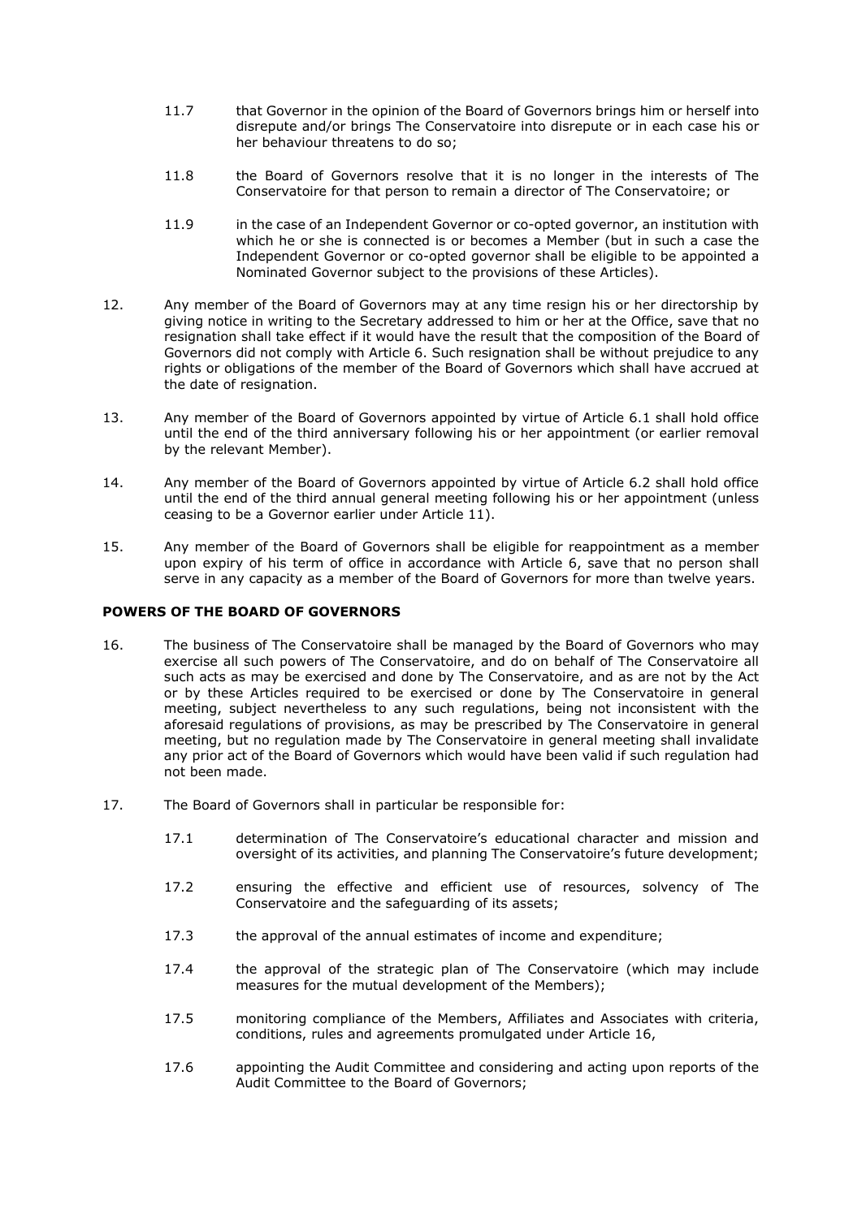11.7 that Governor in the opinion of the Board of Governors brings him or herself into disrepute and/or brings The Conservatoire into disrepute or in each case his or her behaviour threatens to do so;

11.8 the Board of Governors resolve that it is no longer in the interests of The Conservatoire for that person to remain a director of The Conservatoire; or

11.9 in the case of an Independent Governor or co-opted governor, an institution with which he or she is connected is or becomes a Member (but in such a case the Independent Governor or co-opted governor shall be eligible to be appointed a Nominated Governor subject to the provisions of these Articles).

12. Any member of the Board of Governors may at any time resign his or her directorship by giving notice in writing to the Secretary addressed to him or her at the Office, save that no resignation shall take effect if it would have the result that the composition of the Board of Governors did not comply with Article 6. Such resignation shall be without prejudice to any rights or obligations of the member of the Board of Governors which shall have accrued at the date of resignation.

13. Any member of the Board of Governors appointed by virtue of Article 6.1 shall hold office until the end of the third anniversary following his or her appointment (or earlier removal by the relevant Member).

14. Any member of the Board of Governors appointed by virtue of Article 6.2 shall hold office until the end of the third annual general meeting following his or her appointment (unless ceasing to be a Governor earlier under Article 11).

15. Any member of the Board of Governors shall be eligible for reappointment as a member upon expiry of his term of office in accordance with Article 6, save that no person shall serve in any capacity as a member of the Board of Governors for more than twelve years.

**POWERS OF THE BOARD OF GOVERNORS**

16. The business of The Conservatoire shall be managed by the Board of Governors who may exercise all such powers of The Conservatoire, and do on behalf of The Conservatoire all such acts as may be exercised and done by The Conservatoire, and as are not by the Act or by these Articles required to be exercised or done by The Conservatoire in general meeting, subject nevertheless to any such regulations, being not inconsistent with the aforesaid regulations of provisions, as may be prescribed by The Conservatoire in general meeting, but no regulation made by The Conservatoire in general meeting shall invalidate any prior act of the Board of Governors which would have been valid if such regulation had not been made.

17. The Board of Governors shall in particular be responsible for:

17.1 determination of The Conservatoire's educational character and mission and oversight of its activities, and planning The Conservatoire's future development;

17.2 ensuring the effective and efficient use of resources, solvency of The Conservatoire and the safeguarding of its assets;

17.3 the approval of the annual estimates of income and expenditure;

17.4 the approval of the strategic plan of The Conservatoire (which may include measures for the mutual development of the Members);

17.5 monitoring compliance of the Members, Affiliates and Associates with criteria, conditions, rules and agreements promulgated under Article 16,

17.6 appointing the Audit Committee and considering and acting upon reports of the Audit Committee to the Board of Governors;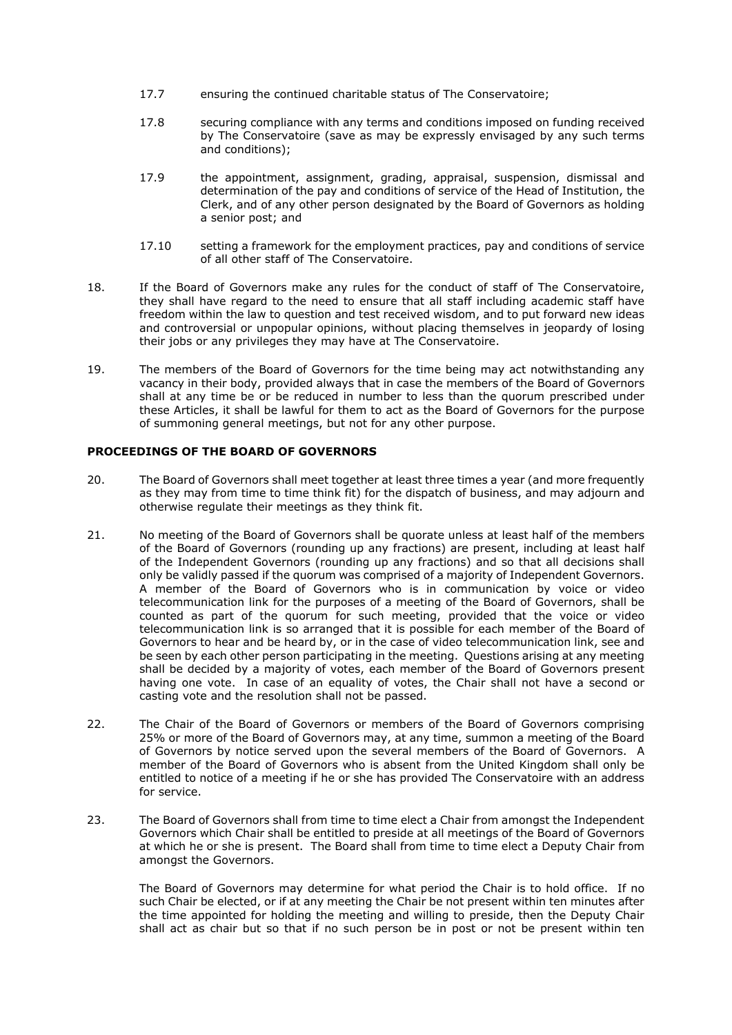17.7 ensuring the continued charitable status of The Conservatoire;

17.8 securing compliance with any terms and conditions imposed on funding received by The Conservatoire (save as may be expressly envisaged by any such terms and conditions);

17.9 the appointment, assignment, grading, appraisal, suspension, dismissal and determination of the pay and conditions of service of the Head of Institution, the Clerk, and of any other person designated by the Board of Governors as holding a senior post; and

17.10 setting a framework for the employment practices, pay and conditions of service of all other staff of The Conservatoire.

18. If the Board of Governors make any rules for the conduct of staff of The Conservatoire, they shall have regard to the need to ensure that all staff including academic staff have freedom within the law to question and test received wisdom, and to put forward new ideas and controversial or unpopular opinions, without placing themselves in jeopardy of losing their jobs or any privileges they may have at The Conservatoire.

19. The members of the Board of Governors for the time being may act notwithstanding any vacancy in their body, provided always that in case the members of the Board of Governors shall at any time be or be reduced in number to less than the quorum prescribed under these Articles, it shall be lawful for them to act as the Board of Governors for the purpose of summoning general meetings, but not for any other purpose.

**PROCEEDINGS OF THE BOARD OF GOVERNORS**

20. The Board of Governors shall meet together at least three times a year (and more frequently as they may from time to time think fit) for the dispatch of business, and may adjourn and otherwise regulate their meetings as they think fit.

21. No meeting of the Board of Governors shall be quorate unless at least half of the members of the Board of Governors (rounding up any fractions) are present, including at least half of the Independent Governors (rounding up any fractions) and so that all decisions shall only be validly passed if the quorum was comprised of a majority of Independent Governors. A member of the Board of Governors who is in communication by voice or video telecommunication link for the purposes of a meeting of the Board of Governors, shall be counted as part of the quorum for such meeting, provided that the voice or video telecommunication link is so arranged that it is possible for each member of the Board of Governors to hear and be heard by, or in the case of video telecommunication link, see and be seen by each other person participating in the meeting. Questions arising at any meeting shall be decided by a majority of votes, each member of the Board of Governors present having one vote. In case of an equality of votes, the Chair shall not have a second or casting vote and the resolution shall not be passed.

22. The Chair of the Board of Governors or members of the Board of Governors comprising 25% or more of the Board of Governors may, at any time, summon a meeting of the Board of Governors by notice served upon the several members of the Board of Governors. A member of the Board of Governors who is absent from the United Kingdom shall only be entitled to notice of a meeting if he or she has provided The Conservatoire with an address for service.

23. The Board of Governors shall from time to time elect a Chair from amongst the Independent Governors which Chair shall be entitled to preside at all meetings of the Board of Governors at which he or she is present. The Board shall from time to time elect a Deputy Chair from amongst the Governors.

The Board of Governors may determine for what period the Chair is to hold office. If no such Chair be elected, or if at any meeting the Chair be not present within ten minutes after the time appointed for holding the meeting and willing to preside, then the Deputy Chair shall act as chair but so that if no such person be in post or not be present within ten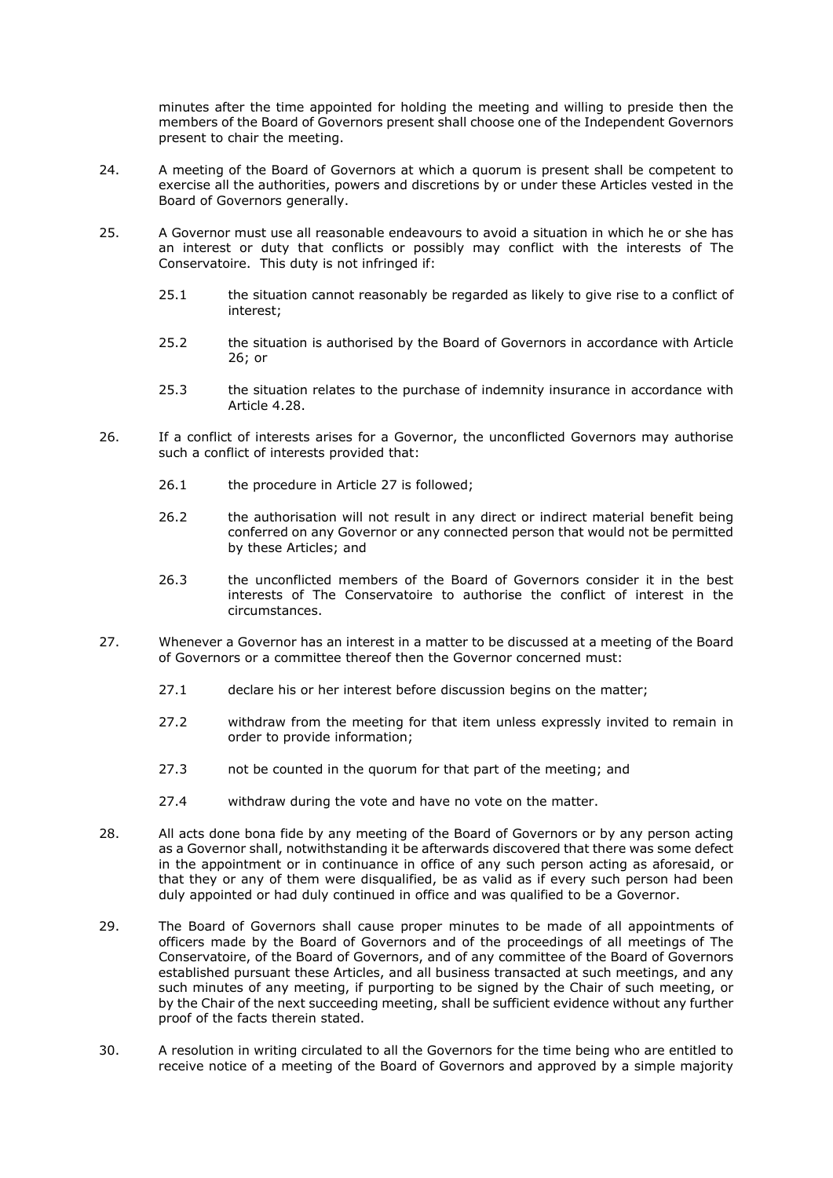minutes after the time appointed for holding the meeting and willing to preside then the members of the Board of Governors present shall choose one of the Independent Governors present to chair the meeting.

24. A meeting of the Board of Governors at which a quorum is present shall be competent to exercise all the authorities, powers and discretions by or under these Articles vested in the Board of Governors generally.

25. A Governor must use all reasonable endeavours to avoid a situation in which he or she has an interest or duty that conflicts or possibly may conflict with the interests of The Conservatoire. This duty is not infringed if:

    25.1 the situation cannot reasonably be regarded as likely to give rise to a conflict of interest;

    25.2 the situation is authorised by the Board of Governors in accordance with Article 26; or

    25.3 the situation relates to the purchase of indemnity insurance in accordance with Article 4.28.

26. If a conflict of interests arises for a Governor, the unconflicted Governors may authorise such a conflict of interests provided that:

    26.1 the procedure in Article 27 is followed;

    26.2 the authorisation will not result in any direct or indirect material benefit being conferred on any Governor or any connected person that would not be permitted by these Articles; and

    26.3 the unconflicted members of the Board of Governors consider it in the best interests of The Conservatoire to authorise the conflict of interest in the circumstances.

27. Whenever a Governor has an interest in a matter to be discussed at a meeting of the Board of Governors or a committee thereof then the Governor concerned must:

    27.1 declare his or her interest before discussion begins on the matter;

    27.2 withdraw from the meeting for that item unless expressly invited to remain in order to provide information;

    27.3 not be counted in the quorum for that part of the meeting; and

    27.4 withdraw during the vote and have no vote on the matter.

28. All acts done bona fide by any meeting of the Board of Governors or by any person acting as a Governor shall, notwithstanding it be afterwards discovered that there was some defect in the appointment or in continuance in office of any such person acting as aforesaid, or that they or any of them were disqualified, be as valid as if every such person had been duly appointed or had duly continued in office and was qualified to be a Governor.

29. The Board of Governors shall cause proper minutes to be made of all appointments of officers made by the Board of Governors and of the proceedings of all meetings of The Conservatoire, of the Board of Governors, and of any committee of the Board of Governors established pursuant these Articles, and all business transacted at such meetings, and any such minutes of any meeting, if purporting to be signed by the Chair of such meeting, or by the Chair of the next succeeding meeting, shall be sufficient evidence without any further proof of the facts therein stated.

30. A resolution in writing circulated to all the Governors for the time being who are entitled to receive notice of a meeting of the Board of Governors and approved by a simple majority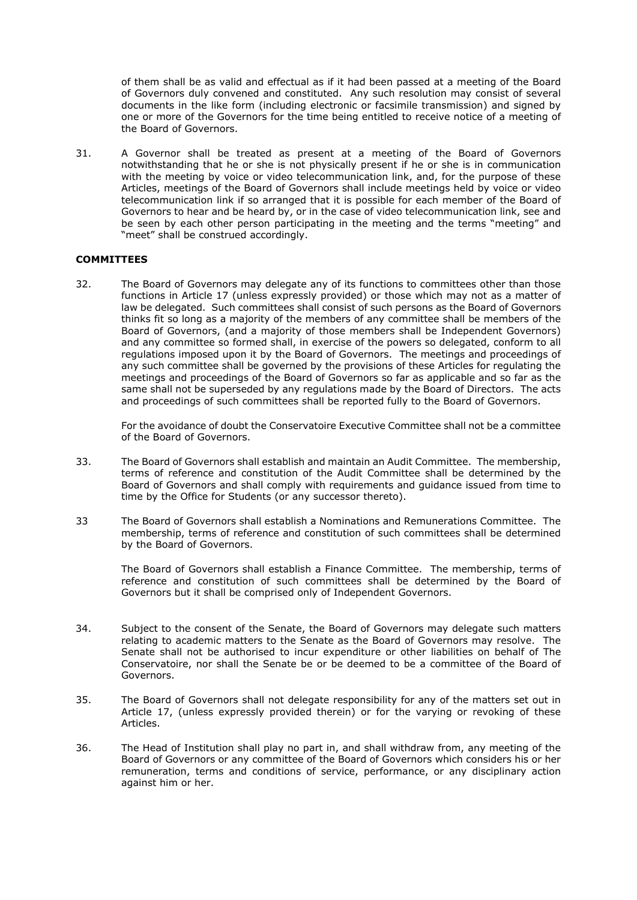of them shall be as valid and effectual as if it had been passed at a meeting of the Board of Governors duly convened and constituted. Any such resolution may consist of several documents in the like form (including electronic or facsimile transmission) and signed by one or more of the Governors for the time being entitled to receive notice of a meeting of the Board of Governors.

31. A Governor shall be treated as present at a meeting of the Board of Governors notwithstanding that he or she is not physically present if he or she is in communication with the meeting by voice or video telecommunication link, and, for the purpose of these Articles, meetings of the Board of Governors shall include meetings held by voice or video telecommunication link if so arranged that it is possible for each member of the Board of Governors to hear and be heard by, or in the case of video telecommunication link, see and be seen by each other person participating in the meeting and the terms "meeting" and "meet" shall be construed accordingly.

**COMMITTEES**

32. The Board of Governors may delegate any of its functions to committees other than those functions in Article 17 (unless expressly provided) or those which may not as a matter of law be delegated. Such committees shall consist of such persons as the Board of Governors thinks fit so long as a majority of the members of any committee shall be members of the Board of Governors, (and a majority of those members shall be Independent Governors) and any committee so formed shall, in exercise of the powers so delegated, conform to all regulations imposed upon it by the Board of Governors. The meetings and proceedings of any such committee shall be governed by the provisions of these Articles for regulating the meetings and proceedings of the Board of Governors so far as applicable and so far as the same shall not be superseded by any regulations made by the Board of Directors. The acts and proceedings of such committees shall be reported fully to the Board of Governors.

    For the avoidance of doubt the Conservatoire Executive Committee shall not be a committee of the Board of Governors.

33. The Board of Governors shall establish and maintain an Audit Committee. The membership, terms of reference and constitution of the Audit Committee shall be determined by the Board of Governors and shall comply with requirements and guidance issued from time to time by the Office for Students (or any successor thereto).

33 The Board of Governors shall establish a Nominations and Remunerations Committee. The membership, terms of reference and constitution of such committees shall be determined by the Board of Governors.

    The Board of Governors shall establish a Finance Committee. The membership, terms of reference and constitution of such committees shall be determined by the Board of Governors but it shall be comprised only of Independent Governors.

34. Subject to the consent of the Senate, the Board of Governors may delegate such matters relating to academic matters to the Senate as the Board of Governors may resolve. The Senate shall not be authorised to incur expenditure or other liabilities on behalf of The Conservatoire, nor shall the Senate be or be deemed to be a committee of the Board of Governors.

35. The Board of Governors shall not delegate responsibility for any of the matters set out in Article 17, (unless expressly provided therein) or for the varying or revoking of these Articles.

36. The Head of Institution shall play no part in, and shall withdraw from, any meeting of the Board of Governors or any committee of the Board of Governors which considers his or her remuneration, terms and conditions of service, performance, or any disciplinary action against him or her.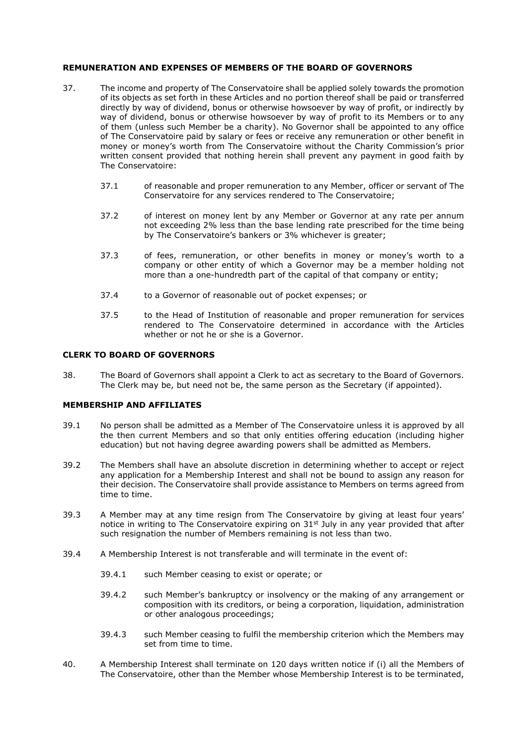## REMUNERATION AND EXPENSES OF MEMBERS OF THE BOARD OF GOVERNORS

37. The income and property of The Conservatoire shall be applied solely towards the promotion of its objects as set forth in these Articles and no portion thereof shall be paid or transferred directly by way of dividend, bonus or otherwise howsoever by way of profit, or indirectly by way of dividend, bonus or otherwise howsoever by way of profit to its Members or to any of them (unless such Member be a charity). No Governor shall be appointed to any office of The Conservatoire paid by salary or fees or receive any remuneration or other benefit in money or money's worth from The Conservatoire without the Charity Commission's prior written consent provided that nothing herein shall prevent any payment in good faith by The Conservatoire:

    37.1 of reasonable and proper remuneration to any Member, officer or servant of The Conservatoire for any services rendered to The Conservatoire;

    37.2 of interest on money lent by any Member or Governor at any rate per annum not exceeding 2% less than the base lending rate prescribed for the time being by The Conservatoire's bankers or 3% whichever is greater;

    37.3 of fees, remuneration, or other benefits in money or money's worth to a company or other entity of which a Governor may be a member holding not more than a one-hundredth part of the capital of that company or entity;

    37.4 to a Governor of reasonable out of pocket expenses; or

    37.5 to the Head of Institution of reasonable and proper remuneration for services rendered to The Conservatoire determined in accordance with the Articles whether or not he or she is a Governor.

## CLERK TO BOARD OF GOVERNORS

38. The Board of Governors shall appoint a Clerk to act as secretary to the Board of Governors. The Clerk may be, but need not be, the same person as the Secretary (if appointed).

## MEMBERSHIP AND AFFILIATES

39.1 No person shall be admitted as a Member of The Conservatoire unless it is approved by all the then current Members and so that only entities offering education (including higher education) but not having degree awarding powers shall be admitted as Members.

39.2 The Members shall have an absolute discretion in determining whether to accept or reject any application for a Membership Interest and shall not be bound to assign any reason for their decision. The Conservatoire shall provide assistance to Members on terms agreed from time to time.

39.3 A Member may at any time resign from The Conservatoire by giving at least four years' notice in writing to The Conservatoire expiring on 31st July in any year provided that after such resignation the number of Members remaining is not less than two.

39.4 A Membership Interest is not transferable and will terminate in the event of:

    39.4.1 such Member ceasing to exist or operate; or

    39.4.2 such Member's bankruptcy or insolvency or the making of any arrangement or composition with its creditors, or being a corporation, liquidation, administration or other analogous proceedings;

    39.4.3 such Member ceasing to fulfil the membership criterion which the Members may set from time to time.

40. A Membership Interest shall terminate on 120 days written notice if (i) all the Members of The Conservatoire, other than the Member whose Membership Interest is to be terminated,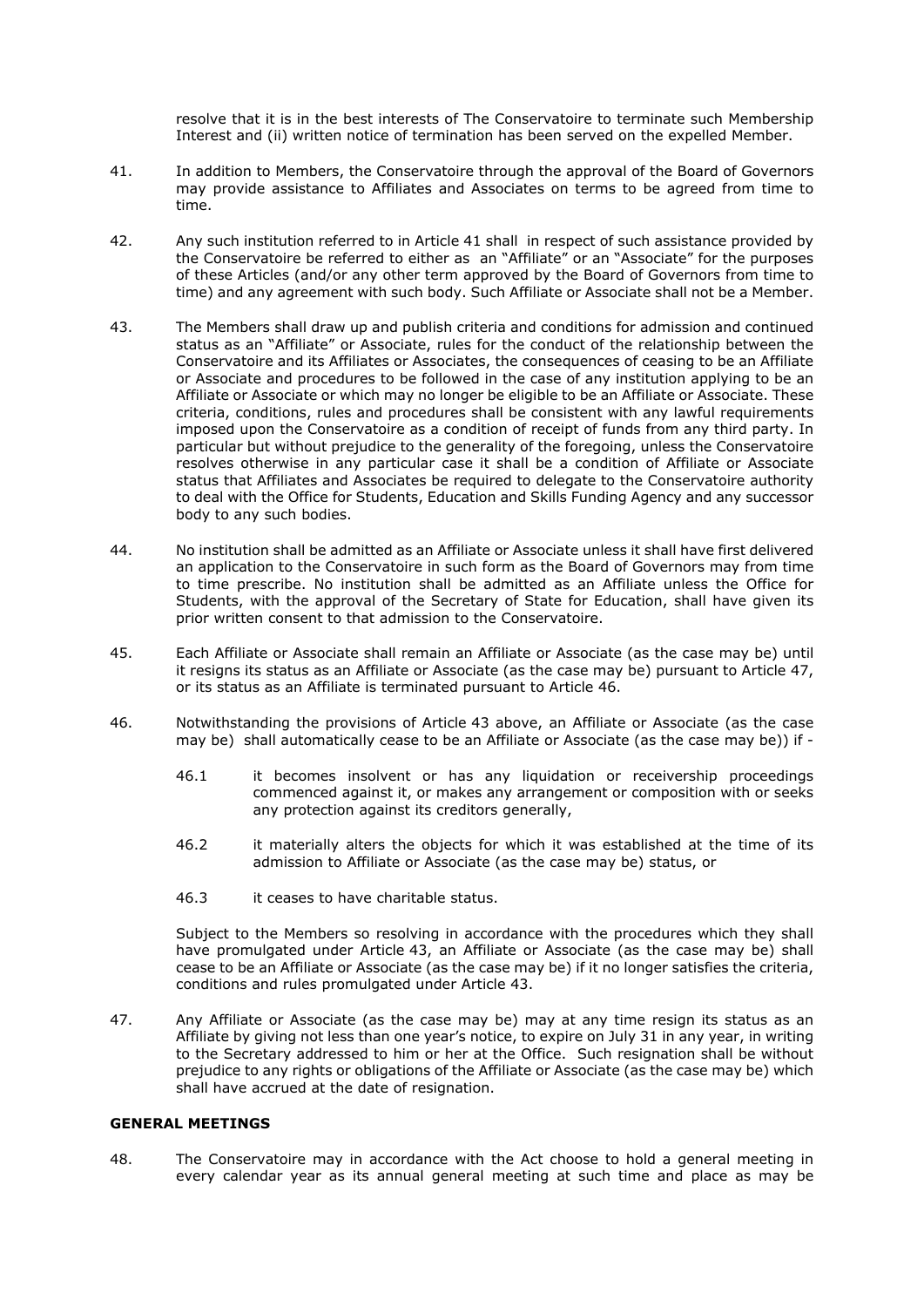resolve that it is in the best interests of The Conservatoire to terminate such Membership Interest and (ii) written notice of termination has been served on the expelled Member.

41. In addition to Members, the Conservatoire through the approval of the Board of Governors may provide assistance to Affiliates and Associates on terms to be agreed from time to time.

42. Any such institution referred to in Article 41 shall in respect of such assistance provided by the Conservatoire be referred to either as an "Affiliate" or an "Associate" for the purposes of these Articles (and/or any other term approved by the Board of Governors from time to time) and any agreement with such body. Such Affiliate or Associate shall not be a Member.

43. The Members shall draw up and publish criteria and conditions for admission and continued status as an "Affiliate" or Associate, rules for the conduct of the relationship between the Conservatoire and its Affiliates or Associates, the consequences of ceasing to be an Affiliate or Associate and procedures to be followed in the case of any institution applying to be an Affiliate or Associate or which may no longer be eligible to be an Affiliate or Associate. These criteria, conditions, rules and procedures shall be consistent with any lawful requirements imposed upon the Conservatoire as a condition of receipt of funds from any third party. In particular but without prejudice to the generality of the foregoing, unless the Conservatoire resolves otherwise in any particular case it shall be a condition of Affiliate or Associate status that Affiliates and Associates be required to delegate to the Conservatoire authority to deal with the Office for Students, Education and Skills Funding Agency and any successor body to any such bodies.

44. No institution shall be admitted as an Affiliate or Associate unless it shall have first delivered an application to the Conservatoire in such form as the Board of Governors may from time to time prescribe. No institution shall be admitted as an Affiliate unless the Office for Students, with the approval of the Secretary of State for Education, shall have given its prior written consent to that admission to the Conservatoire.

45. Each Affiliate or Associate shall remain an Affiliate or Associate (as the case may be) until it resigns its status as an Affiliate or Associate (as the case may be) pursuant to Article 47, or its status as an Affiliate is terminated pursuant to Article 46.

46. Notwithstanding the provisions of Article 43 above, an Affiliate or Associate (as the case may be) shall automatically cease to be an Affiliate or Associate (as the case may be)) if -

    46.1 it becomes insolvent or has any liquidation or receivership proceedings commenced against it, or makes any arrangement or composition with or seeks any protection against its creditors generally,

    46.2 it materially alters the objects for which it was established at the time of its admission to Affiliate or Associate (as the case may be) status, or

    46.3 it ceases to have charitable status.

    Subject to the Members so resolving in accordance with the procedures which they shall have promulgated under Article 43, an Affiliate or Associate (as the case may be) shall cease to be an Affiliate or Associate (as the case may be) if it no longer satisfies the criteria, conditions and rules promulgated under Article 43.

47. Any Affiliate or Associate (as the case may be) may at any time resign its status as an Affiliate by giving not less than one year's notice, to expire on July 31 in any year, in writing to the Secretary addressed to him or her at the Office. Such resignation shall be without prejudice to any rights or obligations of the Affiliate or Associate (as the case may be) which shall have accrued at the date of resignation.

**GENERAL MEETINGS**

48. The Conservatoire may in accordance with the Act choose to hold a general meeting in every calendar year as its annual general meeting at such time and place as may be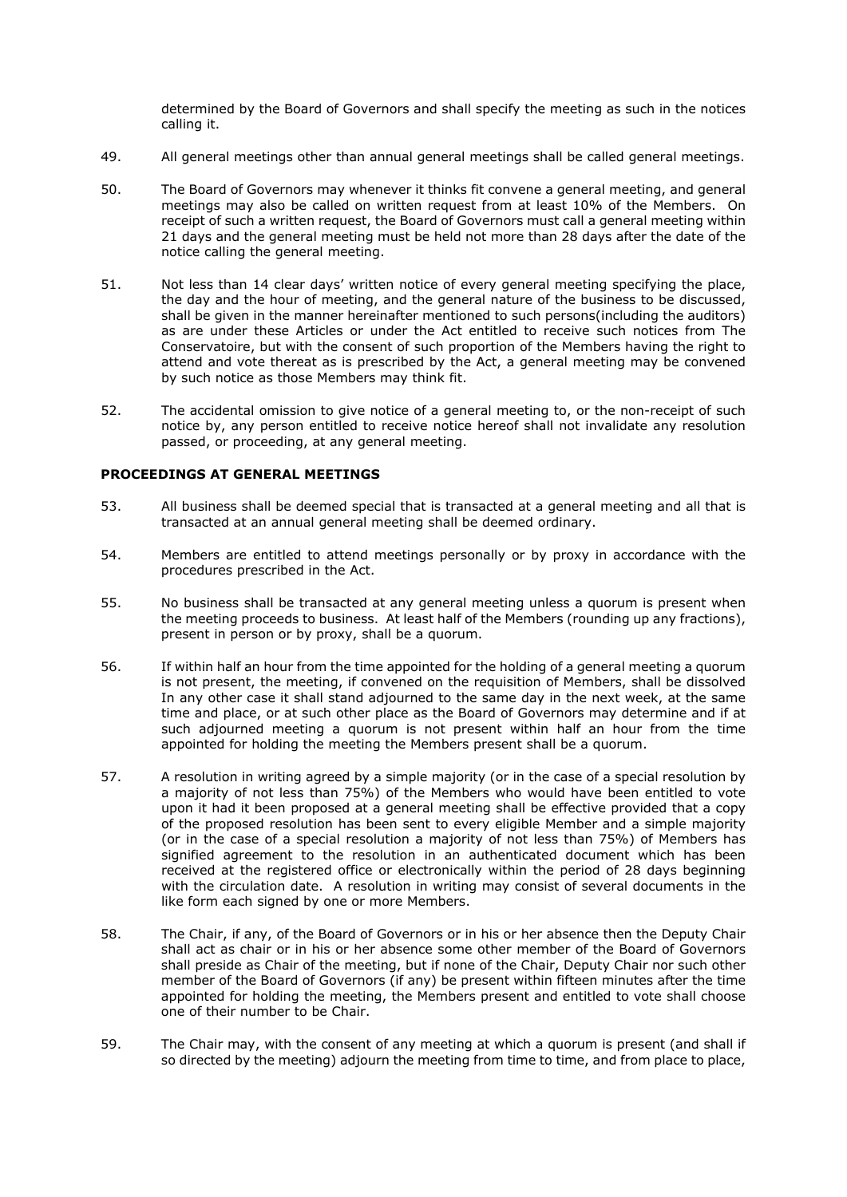determined by the Board of Governors and shall specify the meeting as such in the notices calling it.

49. All general meetings other than annual general meetings shall be called general meetings.

50. The Board of Governors may whenever it thinks fit convene a general meeting, and general meetings may also be called on written request from at least 10% of the Members. On receipt of such a written request, the Board of Governors must call a general meeting within 21 days and the general meeting must be held not more than 28 days after the date of the notice calling the general meeting.

51. Not less than 14 clear days' written notice of every general meeting specifying the place, the day and the hour of meeting, and the general nature of the business to be discussed, shall be given in the manner hereinafter mentioned to such persons(including the auditors) as are under these Articles or under the Act entitled to receive such notices from The Conservatoire, but with the consent of such proportion of the Members having the right to attend and vote thereat as is prescribed by the Act, a general meeting may be convened by such notice as those Members may think fit.

52. The accidental omission to give notice of a general meeting to, or the non-receipt of such notice by, any person entitled to receive notice hereof shall not invalidate any resolution passed, or proceeding, at any general meeting.

**PROCEEDINGS AT GENERAL MEETINGS**

53. All business shall be deemed special that is transacted at a general meeting and all that is transacted at an annual general meeting shall be deemed ordinary.

54. Members are entitled to attend meetings personally or by proxy in accordance with the procedures prescribed in the Act.

55. No business shall be transacted at any general meeting unless a quorum is present when the meeting proceeds to business. At least half of the Members (rounding up any fractions), present in person or by proxy, shall be a quorum.

56. If within half an hour from the time appointed for the holding of a general meeting a quorum is not present, the meeting, if convened on the requisition of Members, shall be dissolved In any other case it shall stand adjourned to the same day in the next week, at the same time and place, or at such other place as the Board of Governors may determine and if at such adjourned meeting a quorum is not present within half an hour from the time appointed for holding the meeting the Members present shall be a quorum.

57. A resolution in writing agreed by a simple majority (or in the case of a special resolution by a majority of not less than 75%) of the Members who would have been entitled to vote upon it had it been proposed at a general meeting shall be effective provided that a copy of the proposed resolution has been sent to every eligible Member and a simple majority (or in the case of a special resolution a majority of not less than 75%) of Members has signified agreement to the resolution in an authenticated document which has been received at the registered office or electronically within the period of 28 days beginning with the circulation date. A resolution in writing may consist of several documents in the like form each signed by one or more Members.

58. The Chair, if any, of the Board of Governors or in his or her absence then the Deputy Chair shall act as chair or in his or her absence some other member of the Board of Governors shall preside as Chair of the meeting, but if none of the Chair, Deputy Chair nor such other member of the Board of Governors (if any) be present within fifteen minutes after the time appointed for holding the meeting, the Members present and entitled to vote shall choose one of their number to be Chair.

59. The Chair may, with the consent of any meeting at which a quorum is present (and shall if so directed by the meeting) adjourn the meeting from time to time, and from place to place,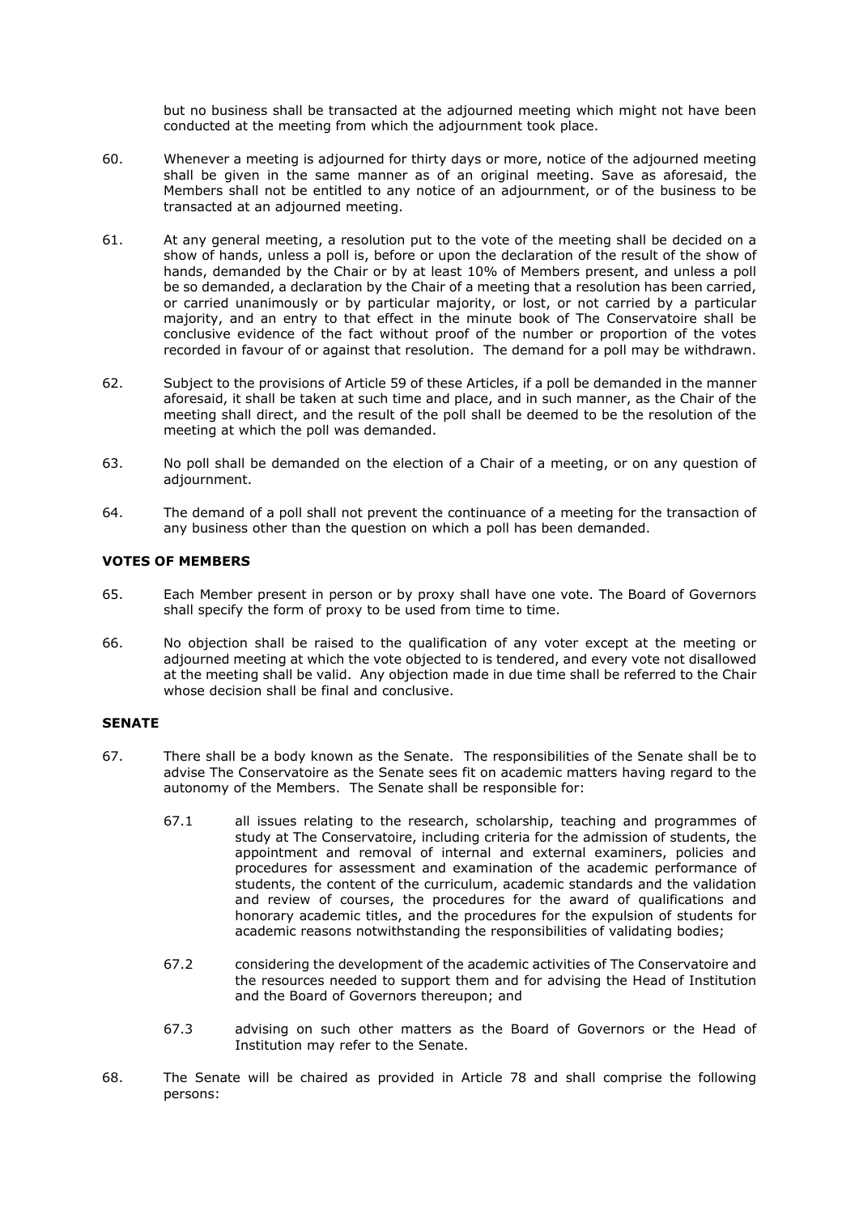but no business shall be transacted at the adjourned meeting which might not have been conducted at the meeting from which the adjournment took place.

60. Whenever a meeting is adjourned for thirty days or more, notice of the adjourned meeting shall be given in the same manner as of an original meeting. Save as aforesaid, the Members shall not be entitled to any notice of an adjournment, or of the business to be transacted at an adjourned meeting.

61. At any general meeting, a resolution put to the vote of the meeting shall be decided on a show of hands, unless a poll is, before or upon the declaration of the result of the show of hands, demanded by the Chair or by at least 10% of Members present, and unless a poll be so demanded, a declaration by the Chair of a meeting that a resolution has been carried, or carried unanimously or by particular majority, or lost, or not carried by a particular majority, and an entry to that effect in the minute book of The Conservatoire shall be conclusive evidence of the fact without proof of the number or proportion of the votes recorded in favour of or against that resolution. The demand for a poll may be withdrawn.

62. Subject to the provisions of Article 59 of these Articles, if a poll be demanded in the manner aforesaid, it shall be taken at such time and place, and in such manner, as the Chair of the meeting shall direct, and the result of the poll shall be deemed to be the resolution of the meeting at which the poll was demanded.

63. No poll shall be demanded on the election of a Chair of a meeting, or on any question of adjournment.

64. The demand of a poll shall not prevent the continuance of a meeting for the transaction of any business other than the question on which a poll has been demanded.

**VOTES OF MEMBERS**

65. Each Member present in person or by proxy shall have one vote. The Board of Governors shall specify the form of proxy to be used from time to time.

66. No objection shall be raised to the qualification of any voter except at the meeting or adjourned meeting at which the vote objected to is tendered, and every vote not disallowed at the meeting shall be valid. Any objection made in due time shall be referred to the Chair whose decision shall be final and conclusive.

**SENATE**

67. There shall be a body known as the Senate. The responsibilities of the Senate shall be to advise The Conservatoire as the Senate sees fit on academic matters having regard to the autonomy of the Members. The Senate shall be responsible for:

    67.1 all issues relating to the research, scholarship, teaching and programmes of study at The Conservatoire, including criteria for the admission of students, the appointment and removal of internal and external examiners, policies and procedures for assessment and examination of the academic performance of students, the content of the curriculum, academic standards and the validation and review of courses, the procedures for the award of qualifications and honorary academic titles, and the procedures for the expulsion of students for academic reasons notwithstanding the responsibilities of validating bodies;

    67.2 considering the development of the academic activities of The Conservatoire and the resources needed to support them and for advising the Head of Institution and the Board of Governors thereupon; and

    67.3 advising on such other matters as the Board of Governors or the Head of Institution may refer to the Senate.

68. The Senate will be chaired as provided in Article 78 and shall comprise the following persons: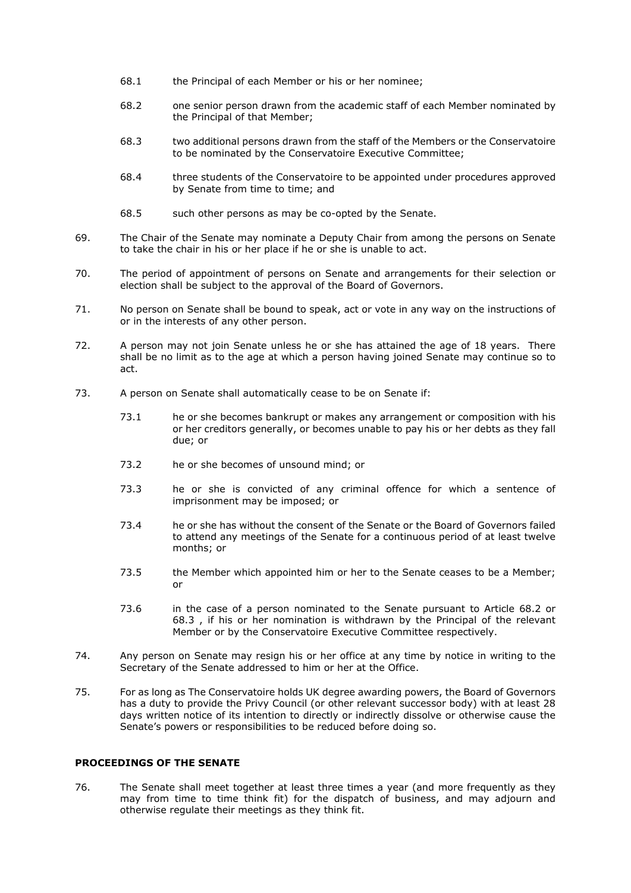68.1 the Principal of each Member or his or her nominee;

68.2 one senior person drawn from the academic staff of each Member nominated by the Principal of that Member;

68.3 two additional persons drawn from the staff of the Members or the Conservatoire to be nominated by the Conservatoire Executive Committee;

68.4 three students of the Conservatoire to be appointed under procedures approved by Senate from time to time; and

68.5 such other persons as may be co-opted by the Senate.

69. The Chair of the Senate may nominate a Deputy Chair from among the persons on Senate to take the chair in his or her place if he or she is unable to act.

70. The period of appointment of persons on Senate and arrangements for their selection or election shall be subject to the approval of the Board of Governors.

71. No person on Senate shall be bound to speak, act or vote in any way on the instructions of or in the interests of any other person.

72. A person may not join Senate unless he or she has attained the age of 18 years. There shall be no limit as to the age at which a person having joined Senate may continue so to act.

73. A person on Senate shall automatically cease to be on Senate if:

73.1 he or she becomes bankrupt or makes any arrangement or composition with his or her creditors generally, or becomes unable to pay his or her debts as they fall due; or

73.2 he or she becomes of unsound mind; or

73.3 he or she is convicted of any criminal offence for which a sentence of imprisonment may be imposed; or

73.4 he or she has without the consent of the Senate or the Board of Governors failed to attend any meetings of the Senate for a continuous period of at least twelve months; or

73.5 the Member which appointed him or her to the Senate ceases to be a Member; or

73.6 in the case of a person nominated to the Senate pursuant to Article 68.2 or 68.3 , if his or her nomination is withdrawn by the Principal of the relevant Member or by the Conservatoire Executive Committee respectively.

74. Any person on Senate may resign his or her office at any time by notice in writing to the Secretary of the Senate addressed to him or her at the Office.

75. For as long as The Conservatoire holds UK degree awarding powers, the Board of Governors has a duty to provide the Privy Council (or other relevant successor body) with at least 28 days written notice of its intention to directly or indirectly dissolve or otherwise cause the Senate's powers or responsibilities to be reduced before doing so.

**PROCEEDINGS OF THE SENATE**

76. The Senate shall meet together at least three times a year (and more frequently as they may from time to time think fit) for the dispatch of business, and may adjourn and otherwise regulate their meetings as they think fit.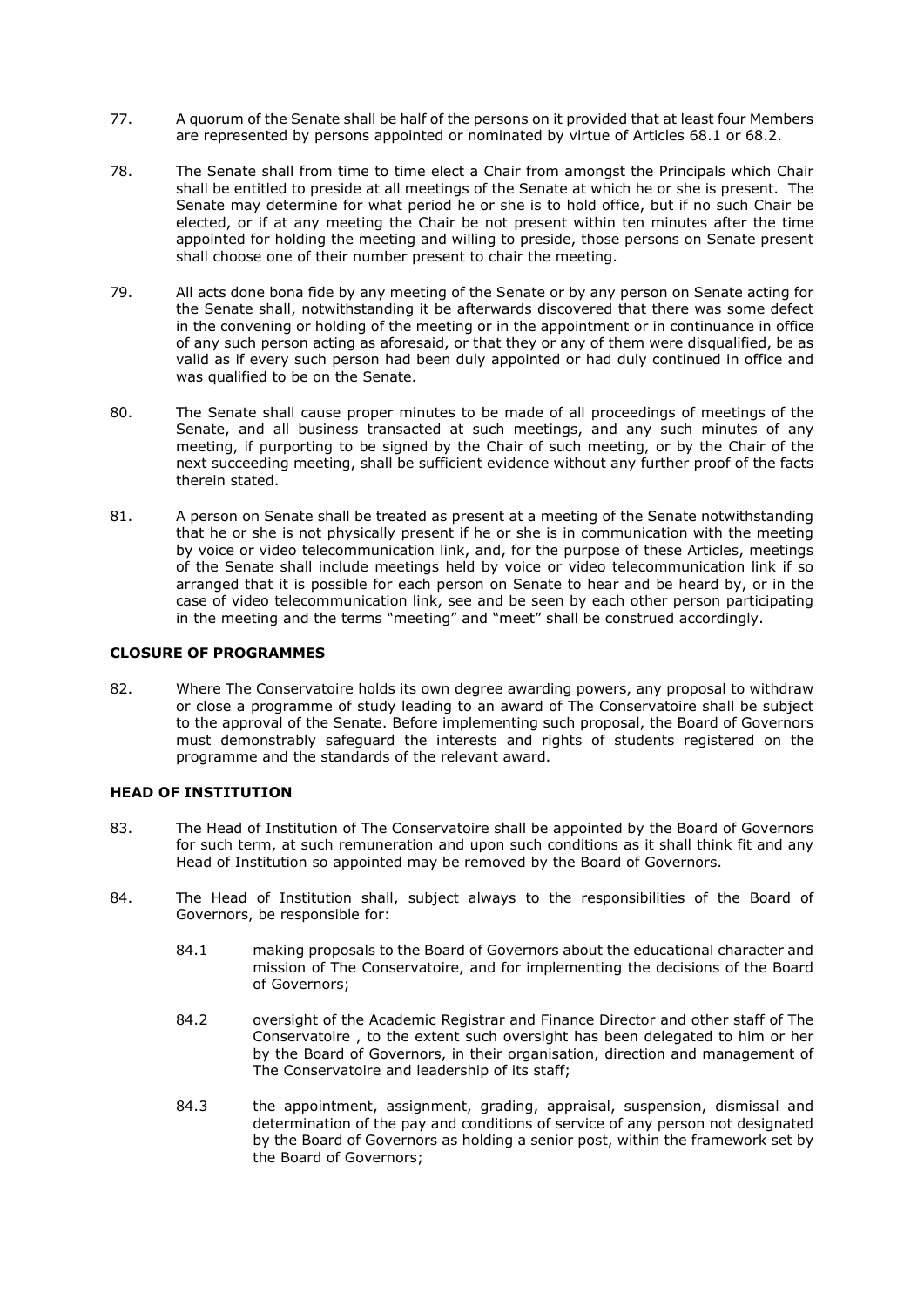77. A quorum of the Senate shall be half of the persons on it provided that at least four Members are represented by persons appointed or nominated by virtue of Articles 68.1 or 68.2.

78. The Senate shall from time to time elect a Chair from amongst the Principals which Chair shall be entitled to preside at all meetings of the Senate at which he or she is present. The Senate may determine for what period he or she is to hold office, but if no such Chair be elected, or if at any meeting the Chair be not present within ten minutes after the time appointed for holding the meeting and willing to preside, those persons on Senate present shall choose one of their number present to chair the meeting.

79. All acts done bona fide by any meeting of the Senate or by any person on Senate acting for the Senate shall, notwithstanding it be afterwards discovered that there was some defect in the convening or holding of the meeting or in the appointment or in continuance in office of any such person acting as aforesaid, or that they or any of them were disqualified, be as valid as if every such person had been duly appointed or had duly continued in office and was qualified to be on the Senate.

80. The Senate shall cause proper minutes to be made of all proceedings of meetings of the Senate, and all business transacted at such meetings, and any such minutes of any meeting, if purporting to be signed by the Chair of such meeting, or by the Chair of the next succeeding meeting, shall be sufficient evidence without any further proof of the facts therein stated.

81. A person on Senate shall be treated as present at a meeting of the Senate notwithstanding that he or she is not physically present if he or she is in communication with the meeting by voice or video telecommunication link, and, for the purpose of these Articles, meetings of the Senate shall include meetings held by voice or video telecommunication link if so arranged that it is possible for each person on Senate to hear and be heard by, or in the case of video telecommunication link, see and be seen by each other person participating in the meeting and the terms "meeting" and "meet" shall be construed accordingly.

**CLOSURE OF PROGRAMMES**

82. Where The Conservatoire holds its own degree awarding powers, any proposal to withdraw or close a programme of study leading to an award of The Conservatoire shall be subject to the approval of the Senate. Before implementing such proposal, the Board of Governors must demonstrably safeguard the interests and rights of students registered on the programme and the standards of the relevant award.

**HEAD OF INSTITUTION**

83. The Head of Institution of The Conservatoire shall be appointed by the Board of Governors for such term, at such remuneration and upon such conditions as it shall think fit and any Head of Institution so appointed may be removed by the Board of Governors.

84. The Head of Institution shall, subject always to the responsibilities of the Board of Governors, be responsible for:

    84.1 making proposals to the Board of Governors about the educational character and mission of The Conservatoire, and for implementing the decisions of the Board of Governors;

    84.2 oversight of the Academic Registrar and Finance Director and other staff of The Conservatoire , to the extent such oversight has been delegated to him or her by the Board of Governors, in their organisation, direction and management of The Conservatoire and leadership of its staff;

    84.3 the appointment, assignment, grading, appraisal, suspension, dismissal and determination of the pay and conditions of service of any person not designated by the Board of Governors as holding a senior post, within the framework set by the Board of Governors;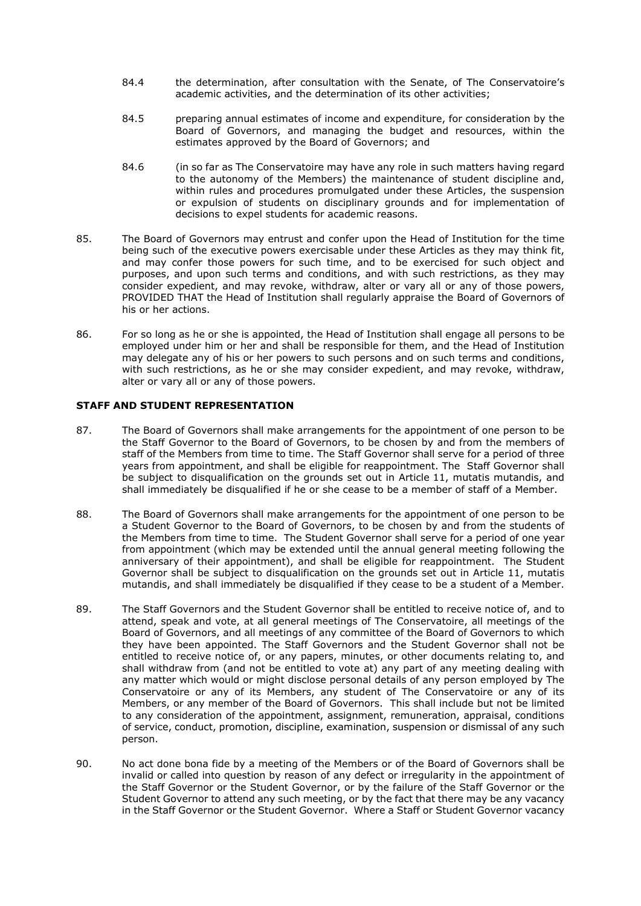84.4 the determination, after consultation with the Senate, of The Conservatoire's academic activities, and the determination of its other activities;

84.5 preparing annual estimates of income and expenditure, for consideration by the Board of Governors, and managing the budget and resources, within the estimates approved by the Board of Governors; and

84.6 (in so far as The Conservatoire may have any role in such matters having regard to the autonomy of the Members) the maintenance of student discipline and, within rules and procedures promulgated under these Articles, the suspension or expulsion of students on disciplinary grounds and for implementation of decisions to expel students for academic reasons.

85. The Board of Governors may entrust and confer upon the Head of Institution for the time being such of the executive powers exercisable under these Articles as they may think fit, and may confer those powers for such time, and to be exercised for such object and purposes, and upon such terms and conditions, and with such restrictions, as they may consider expedient, and may revoke, withdraw, alter or vary all or any of those powers, PROVIDED THAT the Head of Institution shall regularly appraise the Board of Governors of his or her actions.

86. For so long as he or she is appointed, the Head of Institution shall engage all persons to be employed under him or her and shall be responsible for them, and the Head of Institution may delegate any of his or her powers to such persons and on such terms and conditions, with such restrictions, as he or she may consider expedient, and may revoke, withdraw, alter or vary all or any of those powers.

**STAFF AND STUDENT REPRESENTATION**

87. The Board of Governors shall make arrangements for the appointment of one person to be the Staff Governor to the Board of Governors, to be chosen by and from the members of staff of the Members from time to time. The Staff Governor shall serve for a period of three years from appointment, and shall be eligible for reappointment. The Staff Governor shall be subject to disqualification on the grounds set out in Article 11, mutatis mutandis, and shall immediately be disqualified if he or she cease to be a member of staff of a Member.

88. The Board of Governors shall make arrangements for the appointment of one person to be a Student Governor to the Board of Governors, to be chosen by and from the students of the Members from time to time. The Student Governor shall serve for a period of one year from appointment (which may be extended until the annual general meeting following the anniversary of their appointment), and shall be eligible for reappointment. The Student Governor shall be subject to disqualification on the grounds set out in Article 11, mutatis mutandis, and shall immediately be disqualified if they cease to be a student of a Member.

89. The Staff Governors and the Student Governor shall be entitled to receive notice of, and to attend, speak and vote, at all general meetings of The Conservatoire, all meetings of the Board of Governors, and all meetings of any committee of the Board of Governors to which they have been appointed. The Staff Governors and the Student Governor shall not be entitled to receive notice of, or any papers, minutes, or other documents relating to, and shall withdraw from (and not be entitled to vote at) any part of any meeting dealing with any matter which would or might disclose personal details of any person employed by The Conservatoire or any of its Members, any student of The Conservatoire or any of its Members, or any member of the Board of Governors. This shall include but not be limited to any consideration of the appointment, assignment, remuneration, appraisal, conditions of service, conduct, promotion, discipline, examination, suspension or dismissal of any such person.

90. No act done bona fide by a meeting of the Members or of the Board of Governors shall be invalid or called into question by reason of any defect or irregularity in the appointment of the Staff Governor or the Student Governor, or by the failure of the Staff Governor or the Student Governor to attend any such meeting, or by the fact that there may be any vacancy in the Staff Governor or the Student Governor. Where a Staff or Student Governor vacancy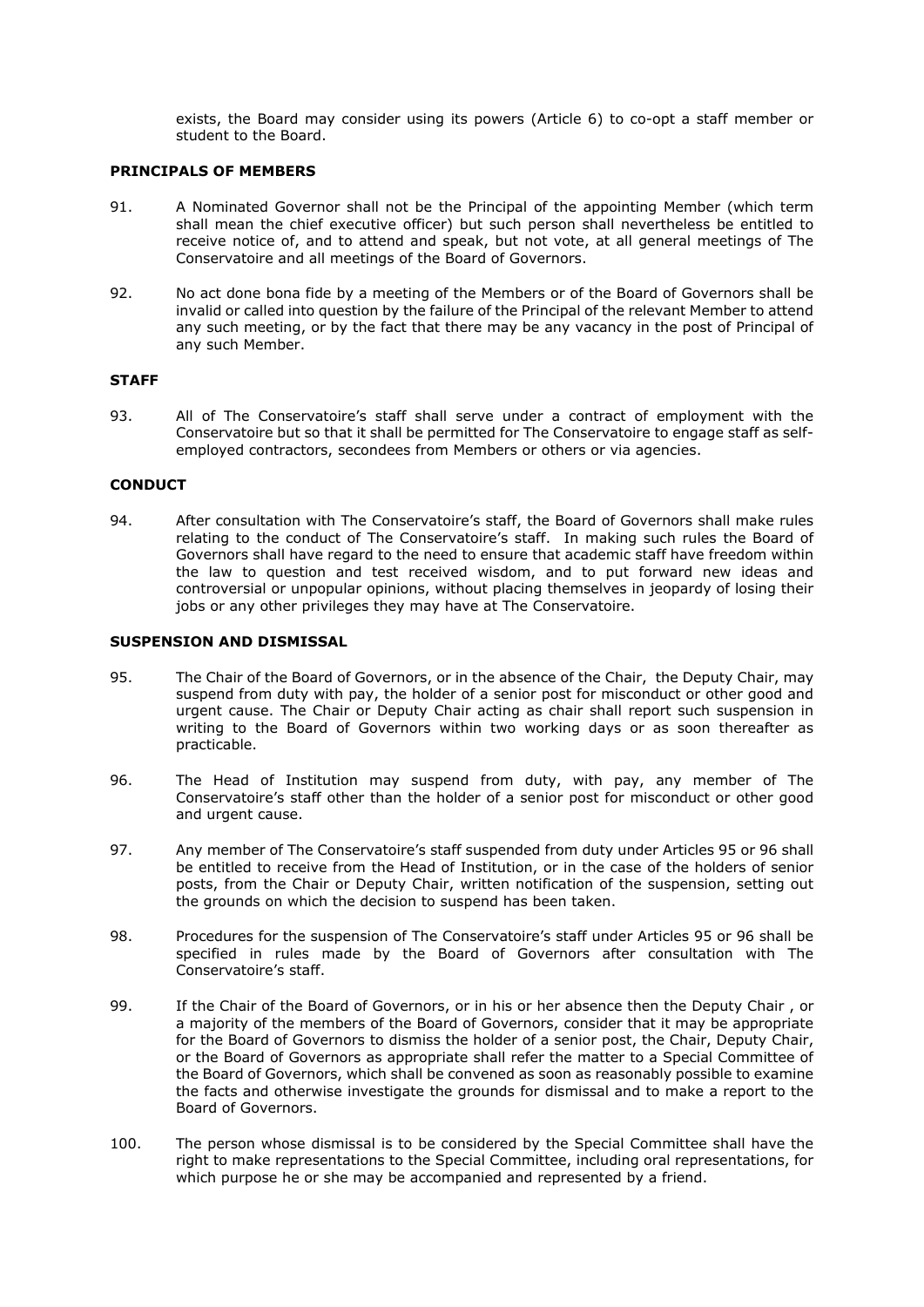exists, the Board may consider using its powers (Article 6) to co-opt a staff member or student to the Board.

## PRINCIPALS OF MEMBERS

91. A Nominated Governor shall not be the Principal of the appointing Member (which term shall mean the chief executive officer) but such person shall nevertheless be entitled to receive notice of, and to attend and speak, but not vote, at all general meetings of The Conservatoire and all meetings of the Board of Governors.

92. No act done bona fide by a meeting of the Members or of the Board of Governors shall be invalid or called into question by the failure of the Principal of the relevant Member to attend any such meeting, or by the fact that there may be any vacancy in the post of Principal of any such Member.

## STAFF

93. All of The Conservatoire's staff shall serve under a contract of employment with the Conservatoire but so that it shall be permitted for The Conservatoire to engage staff as self-employed contractors, secondees from Members or others or via agencies.

## CONDUCT

94. After consultation with The Conservatoire's staff, the Board of Governors shall make rules relating to the conduct of The Conservatoire's staff. In making such rules the Board of Governors shall have regard to the need to ensure that academic staff have freedom within the law to question and test received wisdom, and to put forward new ideas and controversial or unpopular opinions, without placing themselves in jeopardy of losing their jobs or any other privileges they may have at The Conservatoire.

## SUSPENSION AND DISMISSAL

95. The Chair of the Board of Governors, or in the absence of the Chair, the Deputy Chair, may suspend from duty with pay, the holder of a senior post for misconduct or other good and urgent cause. The Chair or Deputy Chair acting as chair shall report such suspension in writing to the Board of Governors within two working days or as soon thereafter as practicable.

96. The Head of Institution may suspend from duty, with pay, any member of The Conservatoire's staff other than the holder of a senior post for misconduct or other good and urgent cause.

97. Any member of The Conservatoire's staff suspended from duty under Articles 95 or 96 shall be entitled to receive from the Head of Institution, or in the case of the holders of senior posts, from the Chair or Deputy Chair, written notification of the suspension, setting out the grounds on which the decision to suspend has been taken.

98. Procedures for the suspension of The Conservatoire's staff under Articles 95 or 96 shall be specified in rules made by the Board of Governors after consultation with The Conservatoire's staff.

99. If the Chair of the Board of Governors, or in his or her absence then the Deputy Chair , or a majority of the members of the Board of Governors, consider that it may be appropriate for the Board of Governors to dismiss the holder of a senior post, the Chair, Deputy Chair, or the Board of Governors as appropriate shall refer the matter to a Special Committee of the Board of Governors, which shall be convened as soon as reasonably possible to examine the facts and otherwise investigate the grounds for dismissal and to make a report to the Board of Governors.

100. The person whose dismissal is to be considered by the Special Committee shall have the right to make representations to the Special Committee, including oral representations, for which purpose he or she may be accompanied and represented by a friend.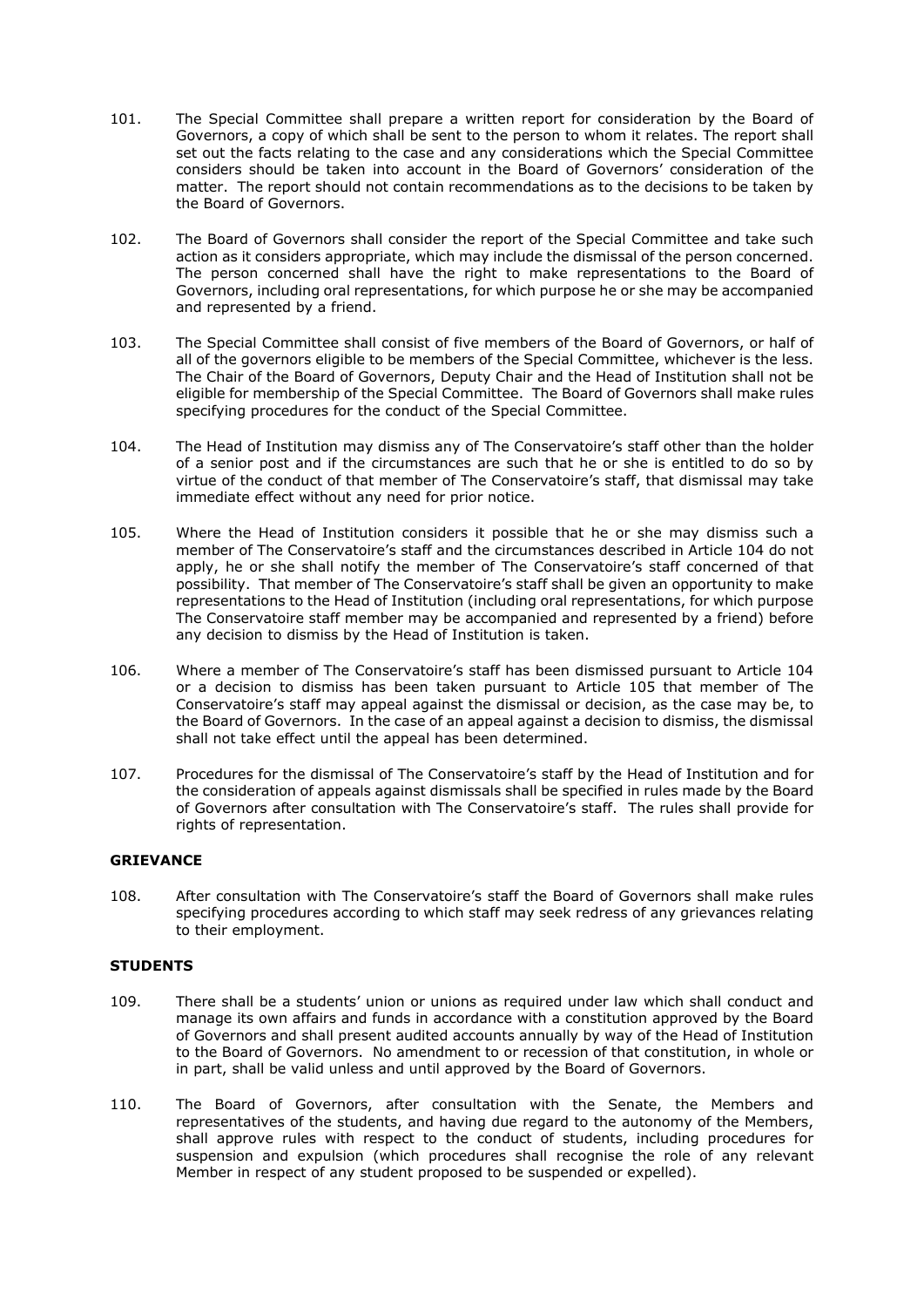101. The Special Committee shall prepare a written report for consideration by the Board of Governors, a copy of which shall be sent to the person to whom it relates. The report shall set out the facts relating to the case and any considerations which the Special Committee considers should be taken into account in the Board of Governors' consideration of the matter. The report should not contain recommendations as to the decisions to be taken by the Board of Governors.

102. The Board of Governors shall consider the report of the Special Committee and take such action as it considers appropriate, which may include the dismissal of the person concerned. The person concerned shall have the right to make representations to the Board of Governors, including oral representations, for which purpose he or she may be accompanied and represented by a friend.

103. The Special Committee shall consist of five members of the Board of Governors, or half of all of the governors eligible to be members of the Special Committee, whichever is the less. The Chair of the Board of Governors, Deputy Chair and the Head of Institution shall not be eligible for membership of the Special Committee. The Board of Governors shall make rules specifying procedures for the conduct of the Special Committee.

104. The Head of Institution may dismiss any of The Conservatoire's staff other than the holder of a senior post and if the circumstances are such that he or she is entitled to do so by virtue of the conduct of that member of The Conservatoire's staff, that dismissal may take immediate effect without any need for prior notice.

105. Where the Head of Institution considers it possible that he or she may dismiss such a member of The Conservatoire's staff and the circumstances described in Article 104 do not apply, he or she shall notify the member of The Conservatoire's staff concerned of that possibility. That member of The Conservatoire's staff shall be given an opportunity to make representations to the Head of Institution (including oral representations, for which purpose The Conservatoire staff member may be accompanied and represented by a friend) before any decision to dismiss by the Head of Institution is taken.

106. Where a member of The Conservatoire's staff has been dismissed pursuant to Article 104 or a decision to dismiss has been taken pursuant to Article 105 that member of The Conservatoire's staff may appeal against the dismissal or decision, as the case may be, to the Board of Governors. In the case of an appeal against a decision to dismiss, the dismissal shall not take effect until the appeal has been determined.

107. Procedures for the dismissal of The Conservatoire's staff by the Head of Institution and for the consideration of appeals against dismissals shall be specified in rules made by the Board of Governors after consultation with The Conservatoire's staff. The rules shall provide for rights of representation.

**GRIEVANCE**

108. After consultation with The Conservatoire's staff the Board of Governors shall make rules specifying procedures according to which staff may seek redress of any grievances relating to their employment.

**STUDENTS**

109. There shall be a students' union or unions as required under law which shall conduct and manage its own affairs and funds in accordance with a constitution approved by the Board of Governors and shall present audited accounts annually by way of the Head of Institution to the Board of Governors. No amendment to or recession of that constitution, in whole or in part, shall be valid unless and until approved by the Board of Governors.

110. The Board of Governors, after consultation with the Senate, the Members and representatives of the students, and having due regard to the autonomy of the Members, shall approve rules with respect to the conduct of students, including procedures for suspension and expulsion (which procedures shall recognise the role of any relevant Member in respect of any student proposed to be suspended or expelled).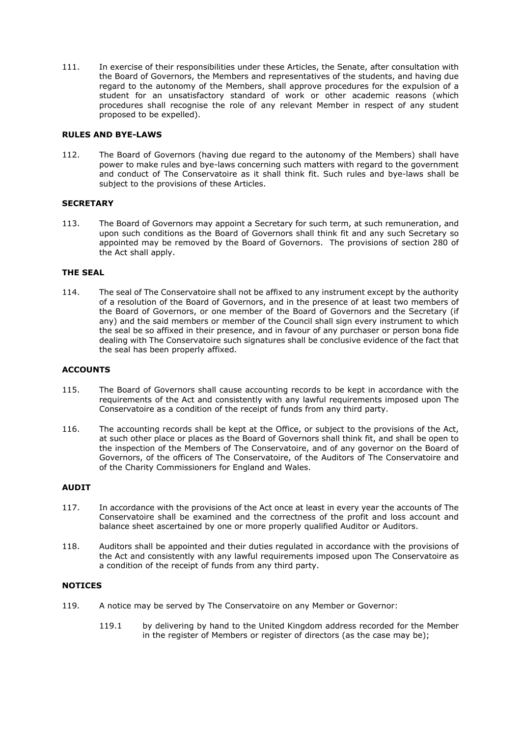111. In exercise of their responsibilities under these Articles, the Senate, after consultation with the Board of Governors, the Members and representatives of the students, and having due regard to the autonomy of the Members, shall approve procedures for the expulsion of a student for an unsatisfactory standard of work or other academic reasons (which procedures shall recognise the role of any relevant Member in respect of any student proposed to be expelled).

**RULES AND BYE-LAWS**

112. The Board of Governors (having due regard to the autonomy of the Members) shall have power to make rules and bye-laws concerning such matters with regard to the government and conduct of The Conservatoire as it shall think fit. Such rules and bye-laws shall be subject to the provisions of these Articles.

**SECRETARY**

113. The Board of Governors may appoint a Secretary for such term, at such remuneration, and upon such conditions as the Board of Governors shall think fit and any such Secretary so appointed may be removed by the Board of Governors. The provisions of section 280 of the Act shall apply.

**THE SEAL**

114. The seal of The Conservatoire shall not be affixed to any instrument except by the authority of a resolution of the Board of Governors, and in the presence of at least two members of the Board of Governors, or one member of the Board of Governors and the Secretary (if any) and the said members or member of the Council shall sign every instrument to which the seal be so affixed in their presence, and in favour of any purchaser or person bona fide dealing with The Conservatoire such signatures shall be conclusive evidence of the fact that the seal has been properly affixed.

**ACCOUNTS**

115. The Board of Governors shall cause accounting records to be kept in accordance with the requirements of the Act and consistently with any lawful requirements imposed upon The Conservatoire as a condition of the receipt of funds from any third party.

116. The accounting records shall be kept at the Office, or subject to the provisions of the Act, at such other place or places as the Board of Governors shall think fit, and shall be open to the inspection of the Members of The Conservatoire, and of any governor on the Board of Governors, of the officers of The Conservatoire, of the Auditors of The Conservatoire and of the Charity Commissioners for England and Wales.

**AUDIT**

117. In accordance with the provisions of the Act once at least in every year the accounts of The Conservatoire shall be examined and the correctness of the profit and loss account and balance sheet ascertained by one or more properly qualified Auditor or Auditors.

118. Auditors shall be appointed and their duties regulated in accordance with the provisions of the Act and consistently with any lawful requirements imposed upon The Conservatoire as a condition of the receipt of funds from any third party.

**NOTICES**

119. A notice may be served by The Conservatoire on any Member or Governor:

    119.1 by delivering by hand to the United Kingdom address recorded for the Member in the register of Members or register of directors (as the case may be);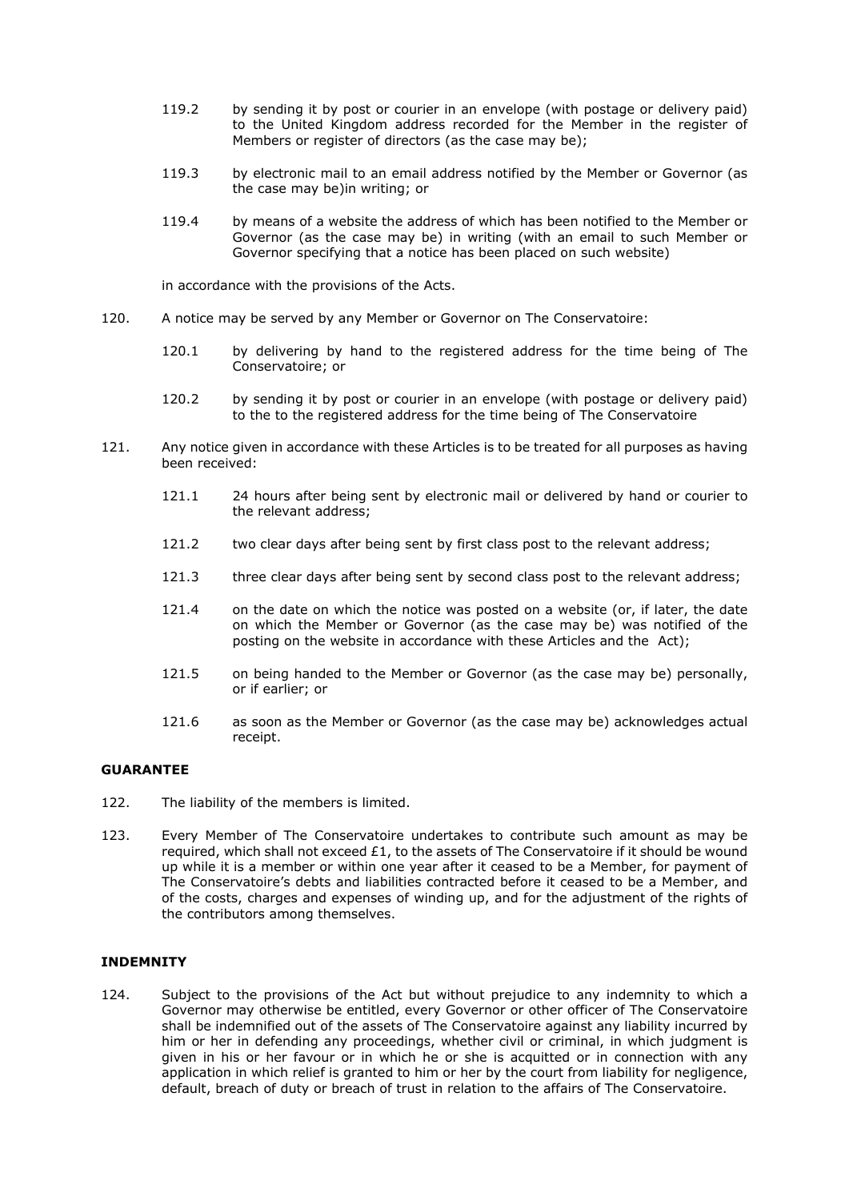119.2 by sending it by post or courier in an envelope (with postage or delivery paid) to the United Kingdom address recorded for the Member in the register of Members or register of directors (as the case may be);

119.3 by electronic mail to an email address notified by the Member or Governor (as the case may be)in writing; or

119.4 by means of a website the address of which has been notified to the Member or Governor (as the case may be) in writing (with an email to such Member or Governor specifying that a notice has been placed on such website)

in accordance with the provisions of the Acts.

120. A notice may be served by any Member or Governor on The Conservatoire:

120.1 by delivering by hand to the registered address for the time being of The Conservatoire; or

120.2 by sending it by post or courier in an envelope (with postage or delivery paid) to the to the registered address for the time being of The Conservatoire

121. Any notice given in accordance with these Articles is to be treated for all purposes as having been received:

121.1 24 hours after being sent by electronic mail or delivered by hand or courier to the relevant address;

121.2 two clear days after being sent by first class post to the relevant address;

121.3 three clear days after being sent by second class post to the relevant address;

121.4 on the date on which the notice was posted on a website (or, if later, the date on which the Member or Governor (as the case may be) was notified of the posting on the website in accordance with these Articles and the Act);

121.5 on being handed to the Member or Governor (as the case may be) personally, or if earlier; or

121.6 as soon as the Member or Governor (as the case may be) acknowledges actual receipt.

**GUARANTEE**

122. The liability of the members is limited.

123. Every Member of The Conservatoire undertakes to contribute such amount as may be required, which shall not exceed £1, to the assets of The Conservatoire if it should be wound up while it is a member or within one year after it ceased to be a Member, for payment of The Conservatoire's debts and liabilities contracted before it ceased to be a Member, and of the costs, charges and expenses of winding up, and for the adjustment of the rights of the contributors among themselves.

**INDEMNITY**

124. Subject to the provisions of the Act but without prejudice to any indemnity to which a Governor may otherwise be entitled, every Governor or other officer of The Conservatoire shall be indemnified out of the assets of The Conservatoire against any liability incurred by him or her in defending any proceedings, whether civil or criminal, in which judgment is given in his or her favour or in which he or she is acquitted or in connection with any application in which relief is granted to him or her by the court from liability for negligence, default, breach of duty or breach of trust in relation to the affairs of The Conservatoire.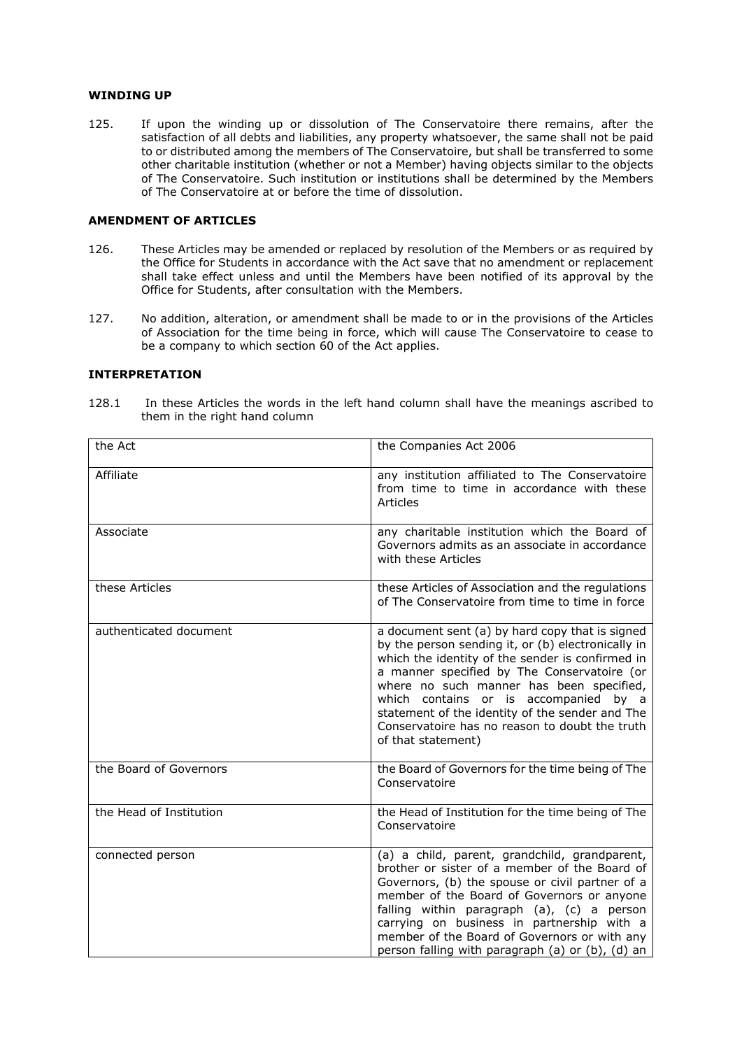#### WINDING UP

125. If upon the winding up or dissolution of The Conservatoire there remains, after the satisfaction of all debts and liabilities, any property whatsoever, the same shall not be paid to or distributed among the members of The Conservatoire, but shall be transferred to some other charitable institution (whether or not a Member) having objects similar to the objects of The Conservatoire. Such institution or institutions shall be determined by the Members of The Conservatoire at or before the time of dissolution.

#### AMENDMENT OF ARTICLES

126. These Articles may be amended or replaced by resolution of the Members or as required by the Office for Students in accordance with the Act save that no amendment or replacement shall take effect unless and until the Members have been notified of its approval by the Office for Students, after consultation with the Members.

127. No addition, alteration, or amendment shall be made to or in the provisions of the Articles of Association for the time being in force, which will cause The Conservatoire to cease to be a company to which section 60 of the Act applies.

#### INTERPRETATION

128.1 In these Articles the words in the left hand column shall have the meanings ascribed to them in the right hand column

| | |
|---|---|
| the Act | the Companies Act 2006 |
| Affiliate | any institution affiliated to The Conservatoire from time to time in accordance with these Articles |
| Associate | any charitable institution which the Board of Governors admits as an associate in accordance with these Articles |
| these Articles | these Articles of Association and the regulations of The Conservatoire from time to time in force |
| authenticated document | a document sent (a) by hard copy that is signed by the person sending it, or (b) electronically in which the identity of the sender is confirmed in a manner specified by The Conservatoire (or where no such manner has been specified, which contains or is accompanied by a statement of the identity of the sender and The Conservatoire has no reason to doubt the truth of that statement) |
| the Board of Governors | the Board of Governors for the time being of The Conservatoire |
| the Head of Institution | the Head of Institution for the time being of The Conservatoire |
| connected person | (a) a child, parent, grandchild, grandparent, brother or sister of a member of the Board of Governors, (b) the spouse or civil partner of a member of the Board of Governors or anyone falling within paragraph (a), (c) a person carrying on business in partnership with a member of the Board of Governors or with any person falling with paragraph (a) or (b), (d) an |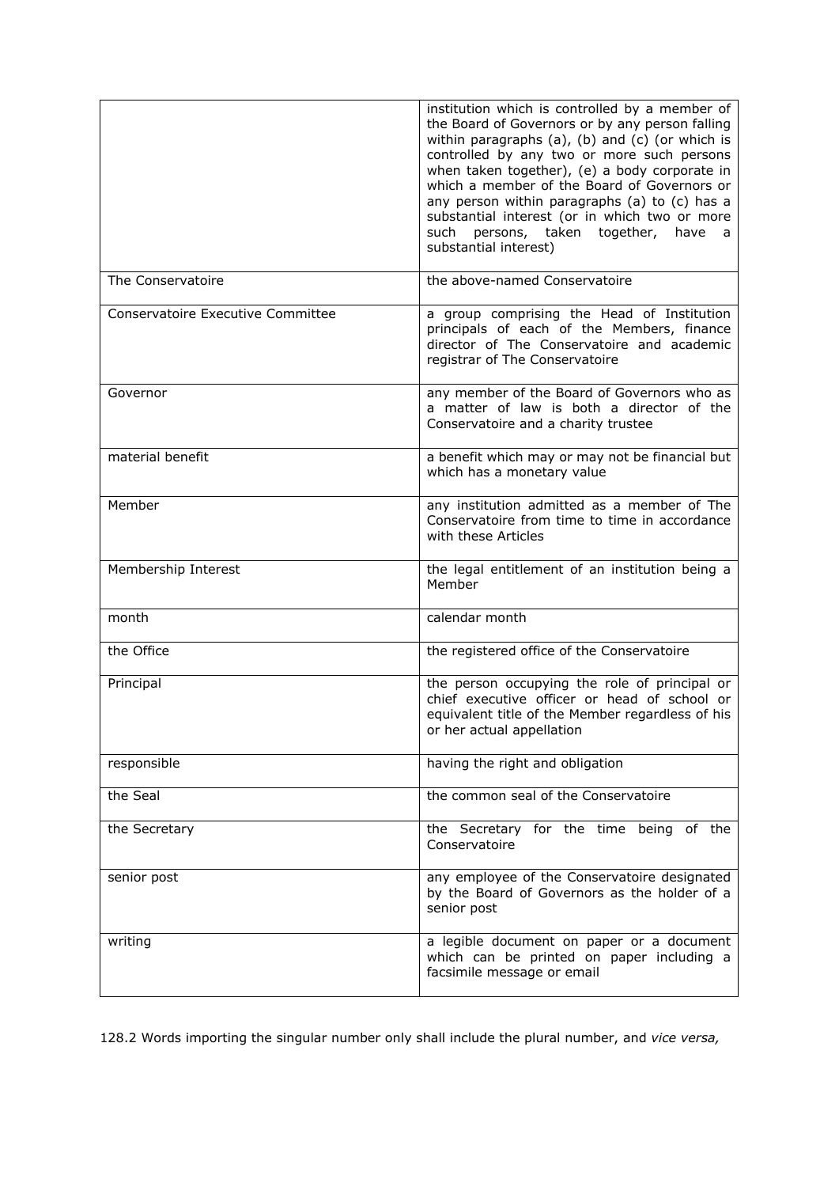| | |
|---|---|
| | institution which is controlled by a member of the Board of Governors or by any person falling within paragraphs (a), (b) and (c) (or which is controlled by any two or more such persons when taken together), (e) a body corporate in which a member of the Board of Governors or any person within paragraphs (a) to (c) has a substantial interest (or in which two or more such persons, taken together, have a substantial interest) |
| The Conservatoire | the above-named Conservatoire |
| Conservatoire Executive Committee | a group comprising the Head of Institution principals of each of the Members, finance director of The Conservatoire and academic registrar of The Conservatoire |
| Governor | any member of the Board of Governors who as a matter of law is both a director of the Conservatoire and a charity trustee |
| material benefit | a benefit which may or may not be financial but which has a monetary value |
| Member | any institution admitted as a member of The Conservatoire from time to time in accordance with these Articles |
| Membership Interest | the legal entitlement of an institution being a Member |
| month | calendar month |
| the Office | the registered office of the Conservatoire |
| Principal | the person occupying the role of principal or chief executive officer or head of school or equivalent title of the Member regardless of his or her actual appellation |
| responsible | having the right and obligation |
| the Seal | the common seal of the Conservatoire |
| the Secretary | the Secretary for the time being of the Conservatoire |
| senior post | any employee of the Conservatoire designated by the Board of Governors as the holder of a senior post |
| writing | a legible document on paper or a document which can be printed on paper including a facsimile message or email |

128.2 Words importing the singular number only shall include the plural number, and *vice versa,*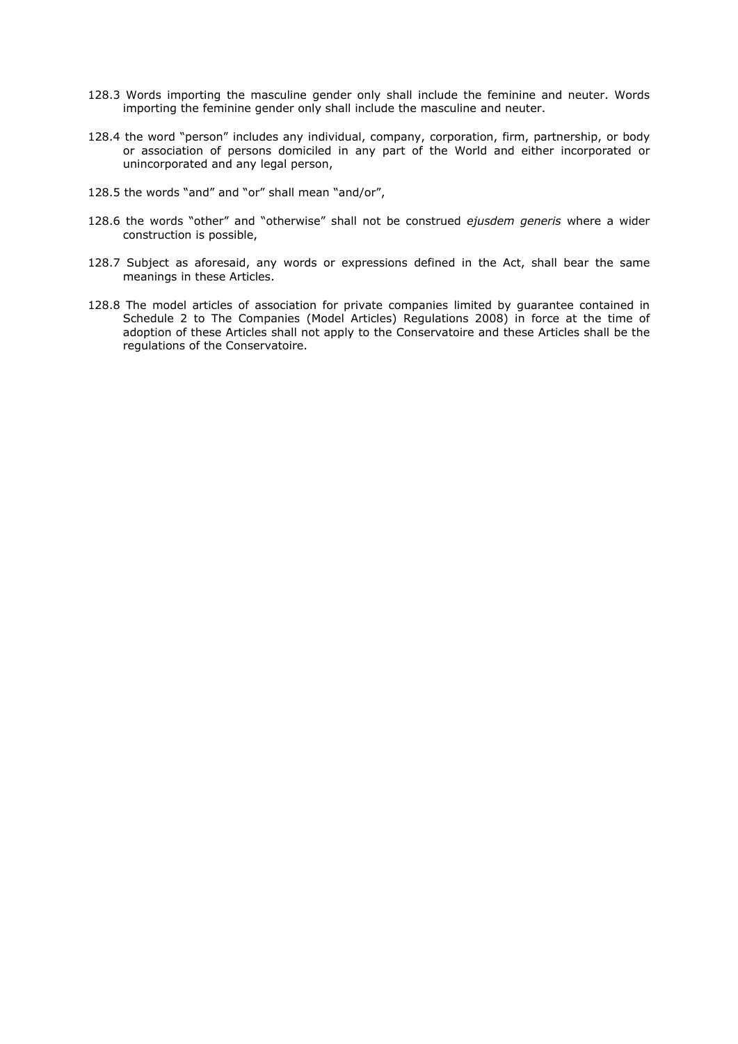128.3 Words importing the masculine gender only shall include the feminine and neuter. Words importing the feminine gender only shall include the masculine and neuter.

128.4 the word "person" includes any individual, company, corporation, firm, partnership, or body or association of persons domiciled in any part of the World and either incorporated or unincorporated and any legal person,

128.5 the words "and" and "or" shall mean "and/or",

128.6 the words "other" and "otherwise" shall not be construed *ejusdem generis* where a wider construction is possible,

128.7 Subject as aforesaid, any words or expressions defined in the Act, shall bear the same meanings in these Articles.

128.8 The model articles of association for private companies limited by guarantee contained in Schedule 2 to The Companies (Model Articles) Regulations 2008) in force at the time of adoption of these Articles shall not apply to the Conservatoire and these Articles shall be the regulations of the Conservatoire.